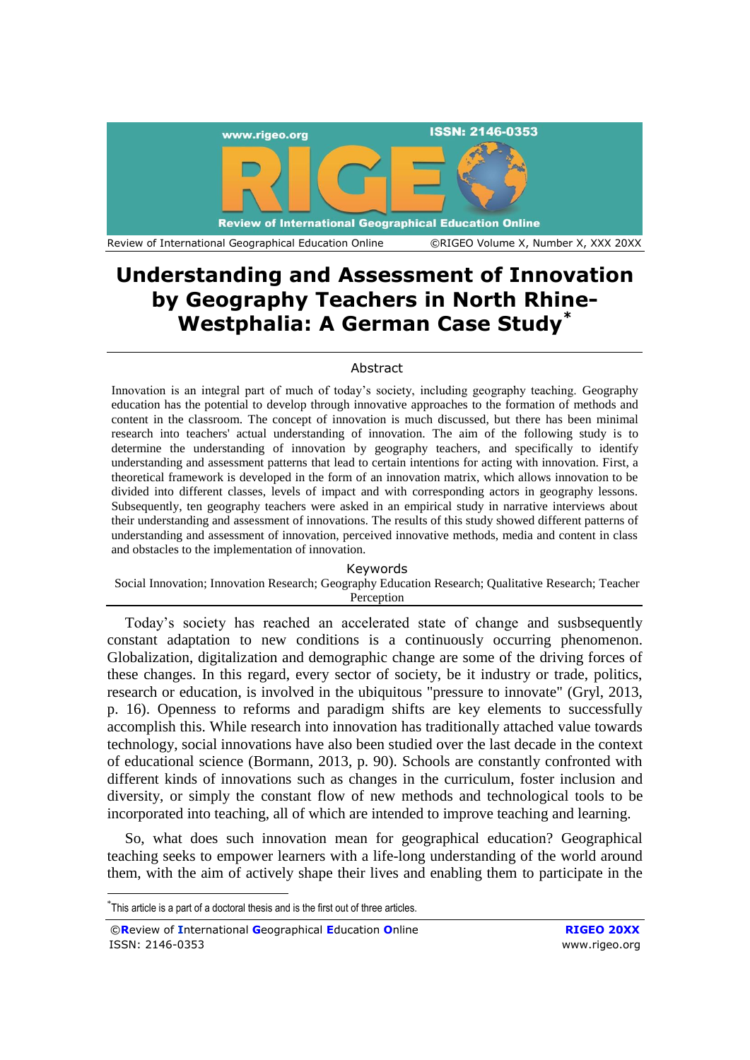# Understanding and Assessment of Innovation by Geography Teachers in North Rhine-Westphalia: A German Case Study*

## Abstract

Innovation is an integral part of much of today's society, including geography teaching. Geography education has the potential to develop through innovative approaches to the formation of methods and content in the classroom. The concept of innovation is much discussed, but there has been minimal research into teachers' actual understanding of innovation. The aim of the following study is to determine the understanding of innovation by geography teachers, and specifically to identify understanding and assessment patterns that lead to certain intentions for acting with innovation. First, a theoretical framework is developed in the form of an innovation matrix, which allows innovation to be divided into different classes, levels of impact and with corresponding actors in geography lessons. Subsequently, ten geography teachers were asked in an empirical study in narrative interviews about their understanding and assessment of innovations. The results of this study showed different patterns of understanding and assessment of innovation, perceived innovative methods, media and content in class and obstacles to the implementation of innovation.

**Keywords**

Social Innovation; Innovation Research; Geography Education Research; Qualitative Research; Teacher Perception

Today's society has reached an accelerated state of change and susbsequently constant adaptation to new conditions is a continuously occurring phenomenon. Globalization, digitalization and demographic change are some of the driving forces of these changes. In this regard, every sector of society, be it industry or trade, politics, research or education, is involved in the ubiquitous "pressure to innovate" (Gryl, 2013, p. 16). Openness to reforms and paradigm shifts are key elements to successfully accomplish this. While research into innovation has traditionally attached value towards technology, social innovations have also been studied over the last decade in the context of educational science (Bormann, 2013, p. 90). Schools are constantly confronted with different kinds of innovations such as changes in the curriculum, foster inclusion and diversity, or simply the constant flow of new methods and technological tools to be incorporated into teaching, all of which are intended to improve teaching and learning.

So, what does such innovation mean for geographical education? Geographical teaching seeks to empower learners with a life-long understanding of the world around them, with the aim of actively shape their lives and enabling them to participate in the

*This article is a part of a doctoral thesis and is the first out of three articles.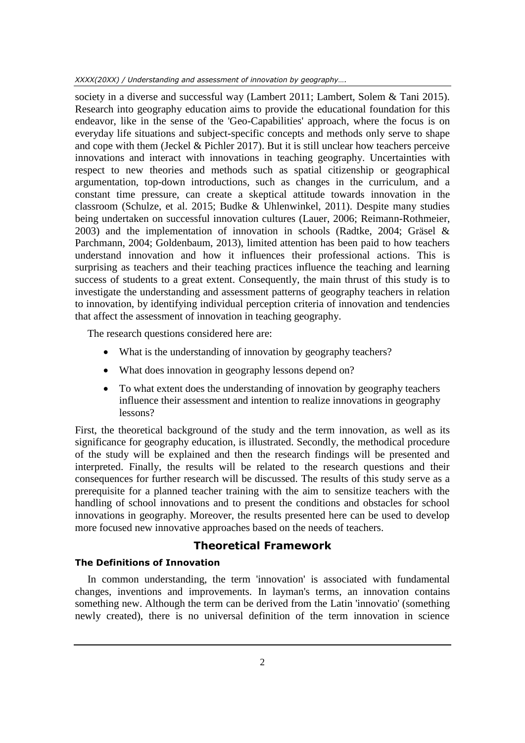society in a diverse and successful way (Lambert 2011; Lambert, Solem & Tani 2015). Research into geography education aims to provide the educational foundation for this endeavor, like in the sense of the 'Geo-Capabilities' approach, where the focus is on everyday life situations and subject-specific concepts and methods only serve to shape and cope with them (Jeckel & Pichler 2017). But it is still unclear how teachers perceive innovations and interact with innovations in teaching geography. Uncertainties with respect to new theories and methods such as spatial citizenship or geographical argumentation, top-down introductions, such as changes in the curriculum, and a constant time pressure, can create a skeptical attitude towards innovation in the classroom (Schulze, et al. 2015; Budke & Uhlenwinkel, 2011). Despite many studies being undertaken on successful innovation cultures (Lauer, 2006; Reimann-Rothmeier, 2003) and the implementation of innovation in schools (Radtke, 2004; Gräsel & Parchmann, 2004; Goldenbaum, 2013), limited attention has been paid to how teachers understand innovation and how it influences their professional actions. This is surprising as teachers and their teaching practices influence the teaching and learning success of students to a great extent. Consequently, the main thrust of this study is to investigate the understanding and assessment patterns of geography teachers in relation to innovation, by identifying individual perception criteria of innovation and tendencies that affect the assessment of innovation in teaching geography.

The research questions considered here are:

- What is the understanding of innovation by geography teachers?
- What does innovation in geography lessons depend on?
- To what extent does the understanding of innovation by geography teachers influence their assessment and intention to realize innovations in geography lessons?

First, the theoretical background of the study and the term innovation, as well as its significance for geography education, is illustrated. Secondly, the methodical procedure of the study will be explained and then the research findings will be presented and interpreted. Finally, the results will be related to the research questions and their consequences for further research will be discussed. The results of this study serve as a prerequisite for a planned teacher training with the aim to sensitize teachers with the handling of school innovations and to present the conditions and obstacles for school innovations in geography. Moreover, the results presented here can be used to develop more focused new innovative approaches based on the needs of teachers.

## Theoretical Framework

### The Definitions of Innovation

In common understanding, the term 'innovation' is associated with fundamental changes, inventions and improvements. In layman's terms, an innovation contains something new. Although the term can be derived from the Latin 'innovatio' (something newly created), there is no universal definition of the term innovation in science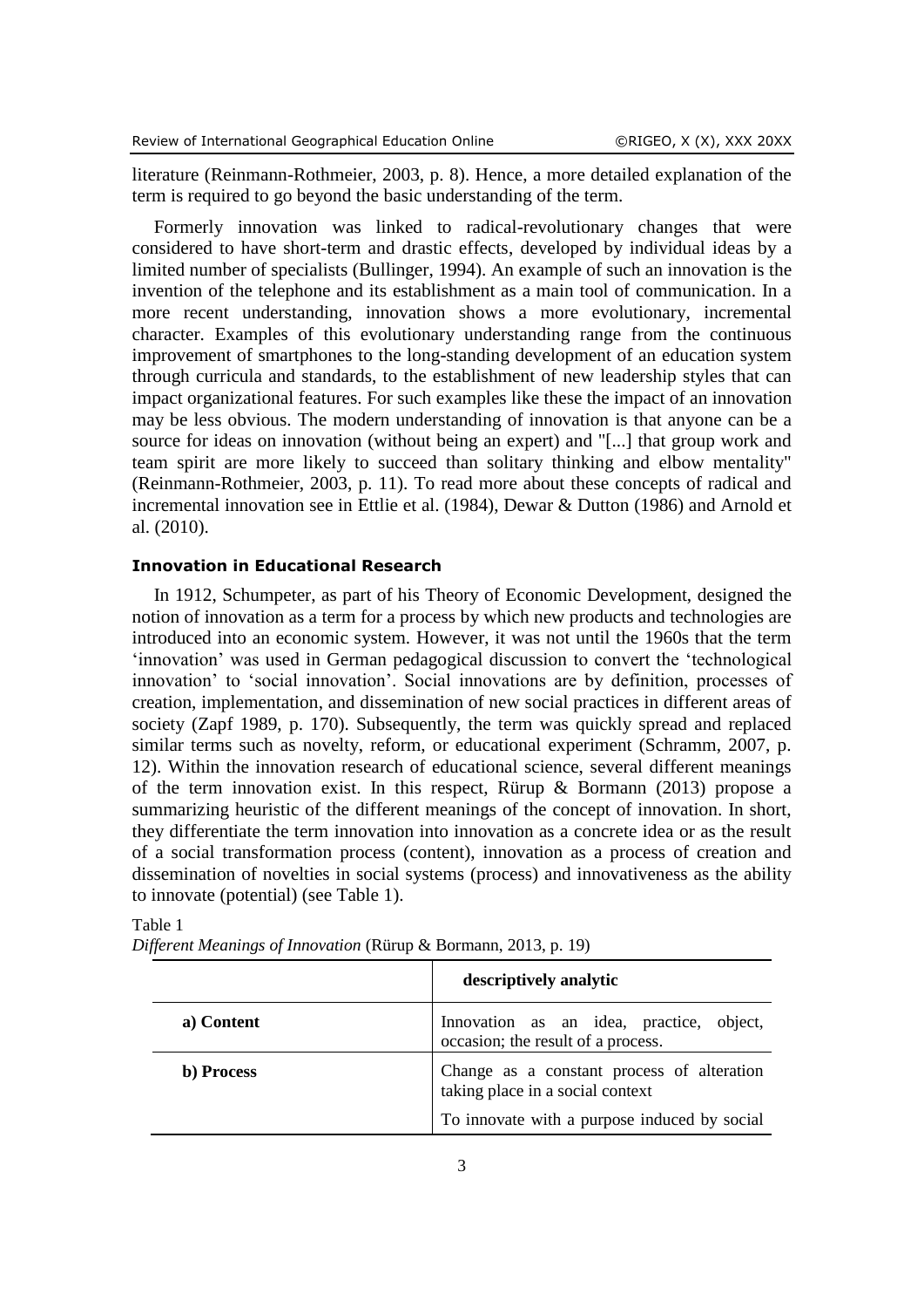literature (Reinmann-Rothmeier, 2003, p. 8). Hence, a more detailed explanation of the term is required to go beyond the basic understanding of the term.

Formerly innovation was linked to radical-revolutionary changes that were considered to have short-term and drastic effects, developed by individual ideas by a limited number of specialists (Bullinger, 1994). An example of such an innovation is the invention of the telephone and its establishment as a main tool of communication. In a more recent understanding, innovation shows a more evolutionary, incremental character. Examples of this evolutionary understanding range from the continuous improvement of smartphones to the long-standing development of an education system through curricula and standards, to the establishment of new leadership styles that can impact organizational features. For such examples like these the impact of an innovation may be less obvious. The modern understanding of innovation is that anyone can be a source for ideas on innovation (without being an expert) and "[...] that group work and team spirit are more likely to succeed than solitary thinking and elbow mentality" (Reinmann-Rothmeier, 2003, p. 11). To read more about these concepts of radical and incremental innovation see in Ettlie et al. (1984), Dewar & Dutton (1986) and Arnold et al. (2010).

### Innovation in Educational Research

In 1912, Schumpeter, as part of his Theory of Economic Development, designed the notion of innovation as a term for a process by which new products and technologies are introduced into an economic system. However, it was not until the 1960s that the term 'innovation' was used in German pedagogical discussion to convert the 'technological innovation' to 'social innovation'. Social innovations are by definition, processes of creation, implementation, and dissemination of new social practices in different areas of society (Zapf 1989, p. 170). Subsequently, the term was quickly spread and replaced similar terms such as novelty, reform, or educational experiment (Schramm, 2007, p. 12). Within the innovation research of educational science, several different meanings of the term innovation exist. In this respect, Rürup & Bormann (2013) propose a summarizing heuristic of the different meanings of the concept of innovation. In short, they differentiate the term innovation into innovation as a concrete idea or as the result of a social transformation process (content), innovation as a process of creation and dissemination of novelties in social systems (process) and innovativeness as the ability to innovate (potential) (see Table 1).

Table 1
*Different Meanings of Innovation* (Rürup & Bormann, 2013, p. 19)

| | **descriptively analytic** |
|---|---|
| **a) Content** | Innovation as an idea, practice, object, occasion; the result of a process. |
| **b) Process** | Change as a constant process of alteration taking place in a social context |
| | To innovate with a purpose induced by social |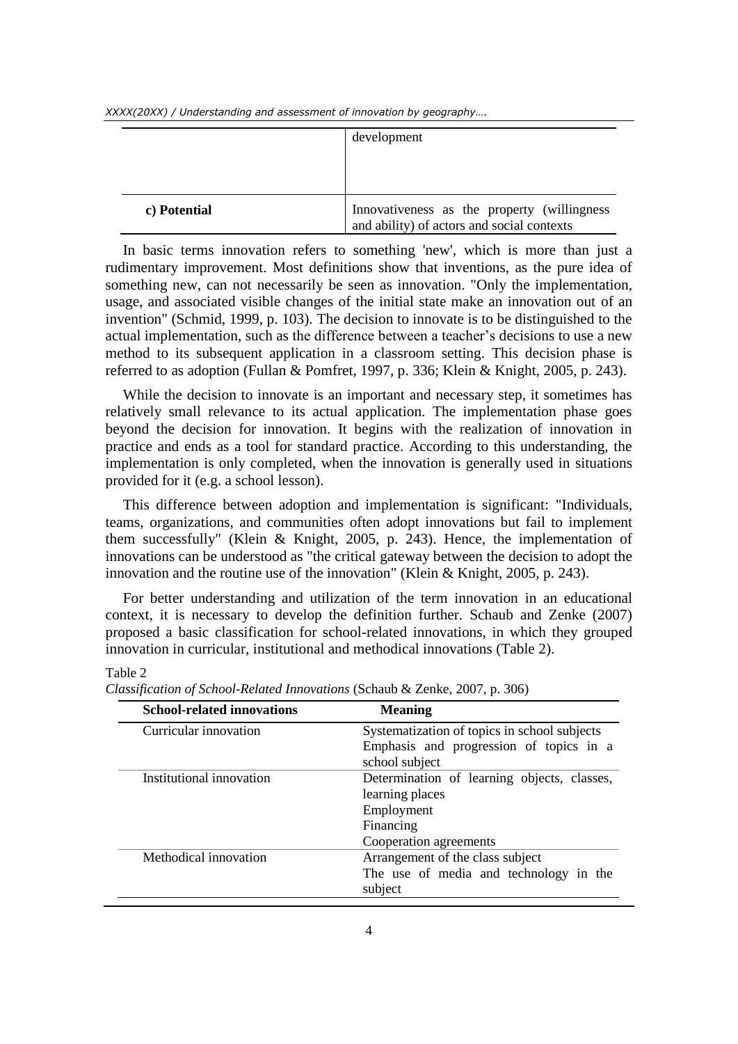| | |
|---|---|
| | development |
| **c) Potential** | Innovativeness as the property (willingness and ability) of actors and social contexts |

In basic terms innovation refers to something 'new', which is more than just a rudimentary improvement. Most definitions show that inventions, as the pure idea of something new, can not necessarily be seen as innovation. "Only the implementation, usage, and associated visible changes of the initial state make an innovation out of an invention" (Schmid, 1999, p. 103). The decision to innovate is to be distinguished to the actual implementation, such as the difference between a teacher's decisions to use a new method to its subsequent application in a classroom setting. This decision phase is referred to as adoption (Fullan & Pomfret, 1997, p. 336; Klein & Knight, 2005, p. 243).

While the decision to innovate is an important and necessary step, it sometimes has relatively small relevance to its actual application. The implementation phase goes beyond the decision for innovation. It begins with the realization of innovation in practice and ends as a tool for standard practice. According to this understanding, the implementation is only completed, when the innovation is generally used in situations provided for it (e.g. a school lesson).

This difference between adoption and implementation is significant: "Individuals, teams, organizations, and communities often adopt innovations but fail to implement them successfully" (Klein & Knight, 2005, p. 243). Hence, the implementation of innovations can be understood as "the critical gateway between the decision to adopt the innovation and the routine use of the innovation" (Klein & Knight, 2005, p. 243).

For better understanding and utilization of the term innovation in an educational context, it is necessary to develop the definition further. Schaub and Zenke (2007) proposed a basic classification for school-related innovations, in which they grouped innovation in curricular, institutional and methodical innovations (Table 2).

Table 2
*Classification of School-Related Innovations* (Schaub & Zenke, 2007, p. 306)

| School-related innovations | Meaning |
|---|---|
| Curricular innovation | Systematization of topics in school subjects<br>Emphasis and progression of topics in a school subject |
| Institutional innovation | Determination of learning objects, classes, learning places<br>Employment<br>Financing<br>Cooperation agreements |
| Methodical innovation | Arrangement of the class subject<br>The use of media and technology in the subject |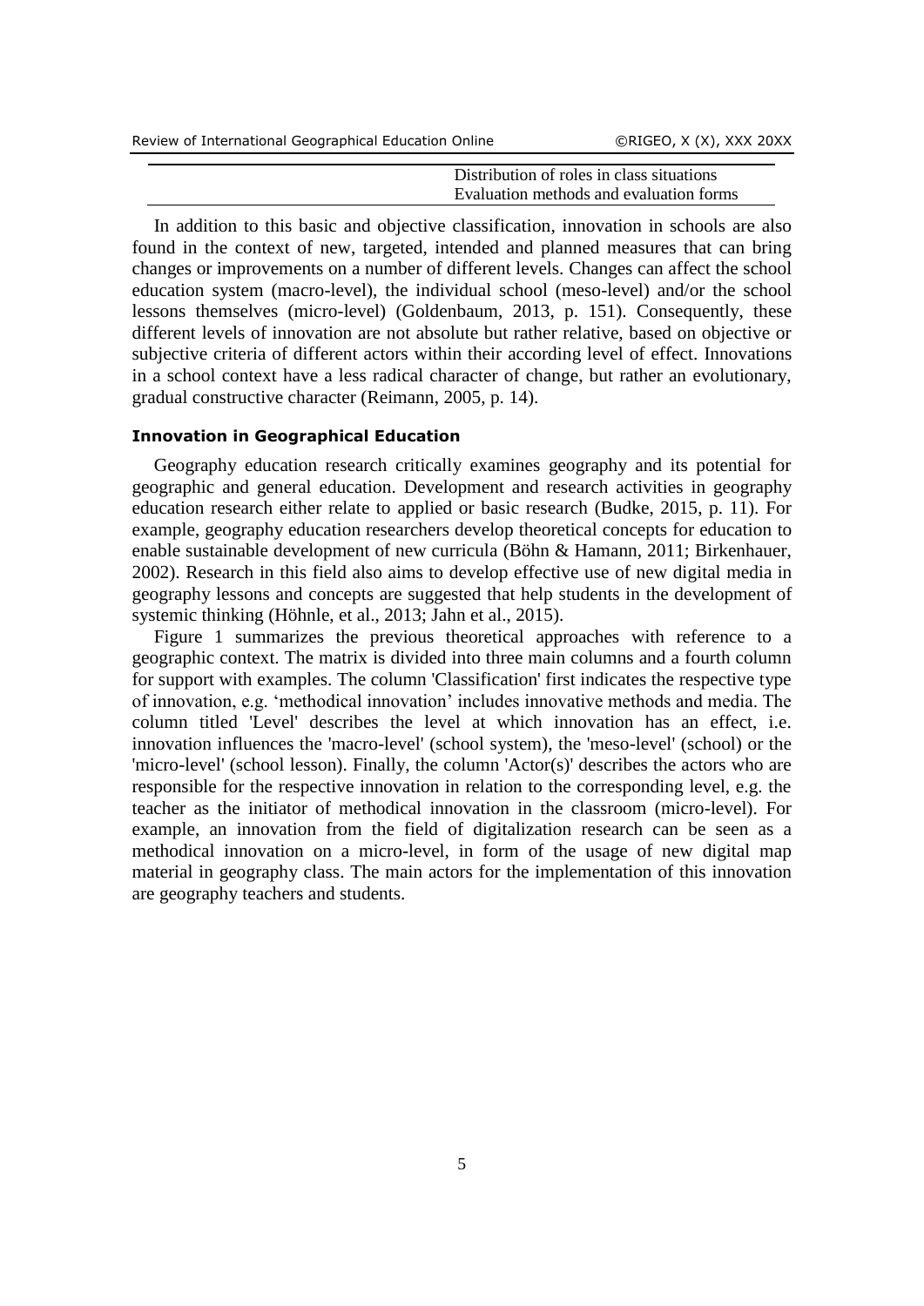| | |
|---|---|
| | Distribution of roles in class situations |
| | Evaluation methods and evaluation forms |

In addition to this basic and objective classification, innovation in schools are also found in the context of new, targeted, intended and planned measures that can bring changes or improvements on a number of different levels. Changes can affect the school education system (macro-level), the individual school (meso-level) and/or the school lessons themselves (micro-level) (Goldenbaum, 2013, p. 151). Consequently, these different levels of innovation are not absolute but rather relative, based on objective or subjective criteria of different actors within their according level of effect. Innovations in a school context have a less radical character of change, but rather an evolutionary, gradual constructive character (Reimann, 2005, p. 14).

### Innovation in Geographical Education

Geography education research critically examines geography and its potential for geographic and general education. Development and research activities in geography education research either relate to applied or basic research (Budke, 2015, p. 11). For example, geography education researchers develop theoretical concepts for education to enable sustainable development of new curricula (Böhn & Hamann, 2011; Birkenhauer, 2002). Research in this field also aims to develop effective use of new digital media in geography lessons and concepts are suggested that help students in the development of systemic thinking (Höhnle, et al., 2013; Jahn et al., 2015).

Figure 1 summarizes the previous theoretical approaches with reference to a geographic context. The matrix is divided into three main columns and a fourth column for support with examples. The column 'Classification' first indicates the respective type of innovation, e.g. 'methodical innovation' includes innovative methods and media. The column titled 'Level' describes the level at which innovation has an effect, i.e. innovation influences the 'macro-level' (school system), the 'meso-level' (school) or the 'micro-level' (school lesson). Finally, the column 'Actor(s)' describes the actors who are responsible for the respective innovation in relation to the corresponding level, e.g. the teacher as the initiator of methodical innovation in the classroom (micro-level). For example, an innovation from the field of digitalization research can be seen as a methodical innovation on a micro-level, in form of the usage of new digital map material in geography class. The main actors for the implementation of this innovation are geography teachers and students.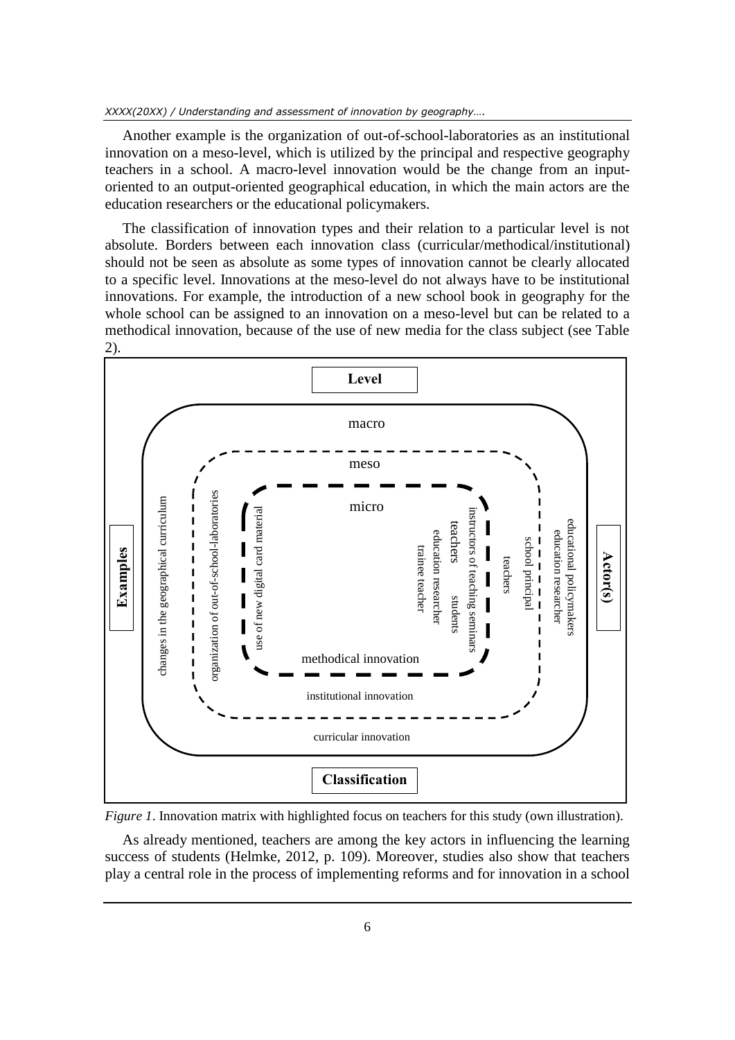Another example is the organization of out-of-school-laboratories as an institutional innovation on a meso-level, which is utilized by the principal and respective geography teachers in a school. A macro-level innovation would be the change from an input-oriented to an output-oriented geographical education, in which the main actors are the education researchers or the educational policymakers.

The classification of innovation types and their relation to a particular level is not absolute. Borders between each innovation class (curricular/methodical/institutional) should not be seen as absolute as some types of innovation cannot be clearly allocated to a specific level. Innovations at the meso-level do not always have to be institutional innovations. For example, the introduction of a new school book in geography for the whole school can be assigned to an innovation on a meso-level but can be related to a methodical innovation, because of the use of new media for the class subject (see Table 2).

*Figure 1*. Innovation matrix with highlighted focus on teachers for this study (own illustration).

As already mentioned, teachers are among the key actors in influencing the learning success of students (Helmke, 2012, p. 109). Moreover, studies also show that teachers play a central role in the process of implementing reforms and for innovation in a school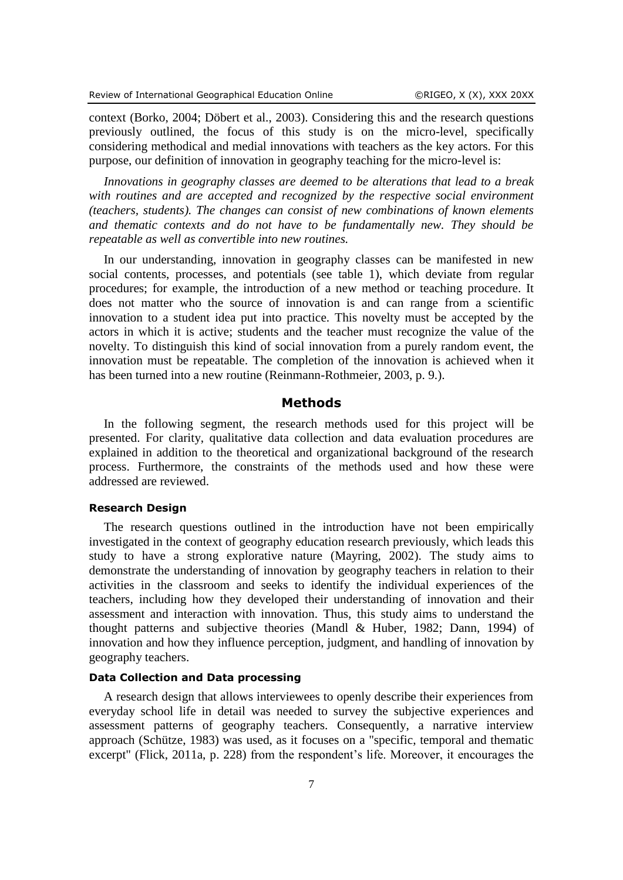context (Borko, 2004; Döbert et al., 2003). Considering this and the research questions previously outlined, the focus of this study is on the micro-level, specifically considering methodical and medial innovations with teachers as the key actors. For this purpose, our definition of innovation in geography teaching for the micro-level is:

*Innovations in geography classes are deemed to be alterations that lead to a break with routines and are accepted and recognized by the respective social environment (teachers, students). The changes can consist of new combinations of known elements and thematic contexts and do not have to be fundamentally new. They should be repeatable as well as convertible into new routines.*

In our understanding, innovation in geography classes can be manifested in new social contents, processes, and potentials (see table 1), which deviate from regular procedures; for example, the introduction of a new method or teaching procedure. It does not matter who the source of innovation is and can range from a scientific innovation to a student idea put into practice. This novelty must be accepted by the actors in which it is active; students and the teacher must recognize the value of the novelty. To distinguish this kind of social innovation from a purely random event, the innovation must be repeatable. The completion of the innovation is achieved when it has been turned into a new routine (Reinmann-Rothmeier, 2003, p. 9.).

## Methods

In the following segment, the research methods used for this project will be presented. For clarity, qualitative data collection and data evaluation procedures are explained in addition to the theoretical and organizational background of the research process. Furthermore, the constraints of the methods used and how these were addressed are reviewed.

### Research Design

The research questions outlined in the introduction have not been empirically investigated in the context of geography education research previously, which leads this study to have a strong explorative nature (Mayring, 2002). The study aims to demonstrate the understanding of innovation by geography teachers in relation to their activities in the classroom and seeks to identify the individual experiences of the teachers, including how they developed their understanding of innovation and their assessment and interaction with innovation. Thus, this study aims to understand the thought patterns and subjective theories (Mandl & Huber, 1982; Dann, 1994) of innovation and how they influence perception, judgment, and handling of innovation by geography teachers.

### Data Collection and Data processing

A research design that allows interviewees to openly describe their experiences from everyday school life in detail was needed to survey the subjective experiences and assessment patterns of geography teachers. Consequently, a narrative interview approach (Schütze, 1983) was used, as it focuses on a "specific, temporal and thematic excerpt" (Flick, 2011a, p. 228) from the respondent's life. Moreover, it encourages the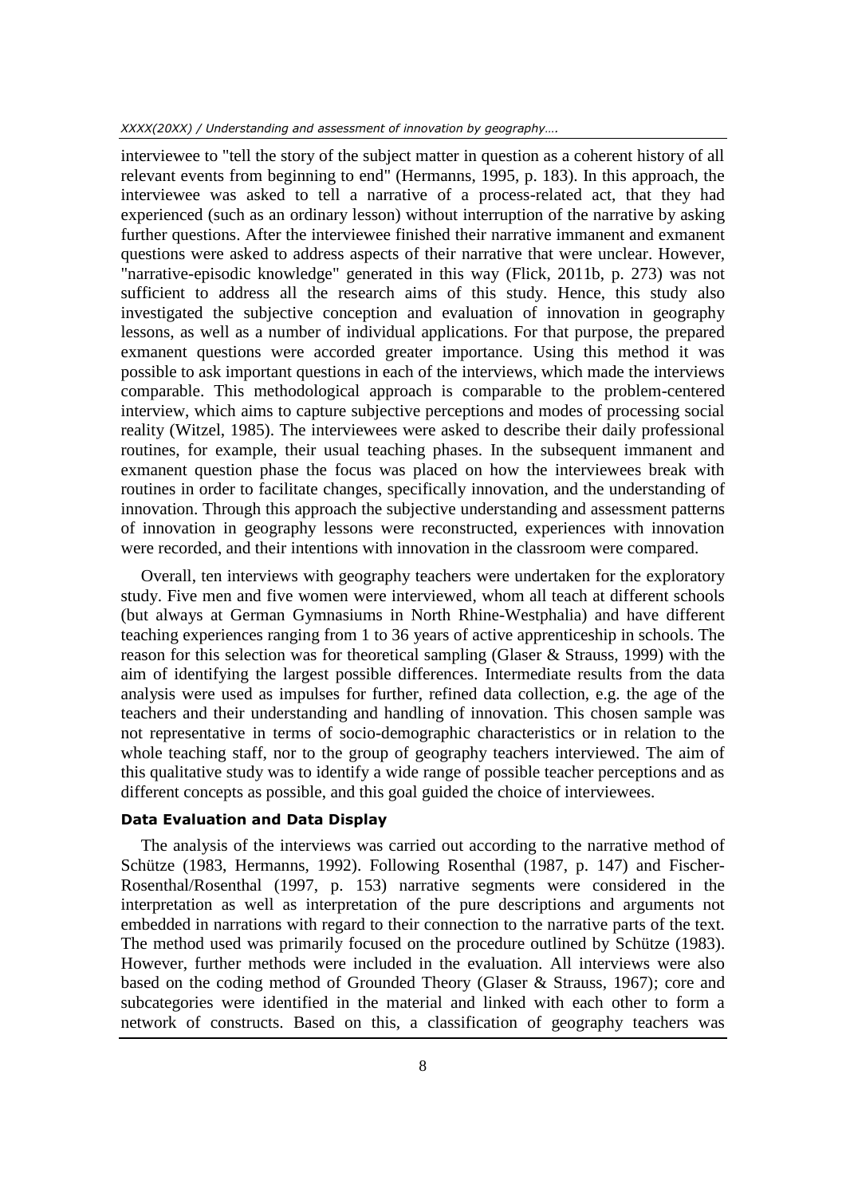interviewee to "tell the story of the subject matter in question as a coherent history of all relevant events from beginning to end" (Hermanns, 1995, p. 183). In this approach, the interviewee was asked to tell a narrative of a process-related act, that they had experienced (such as an ordinary lesson) without interruption of the narrative by asking further questions. After the interviewee finished their narrative immanent and exmanent questions were asked to address aspects of their narrative that were unclear. However, "narrative-episodic knowledge" generated in this way (Flick, 2011b, p. 273) was not sufficient to address all the research aims of this study. Hence, this study also investigated the subjective conception and evaluation of innovation in geography lessons, as well as a number of individual applications. For that purpose, the prepared exmanent questions were accorded greater importance. Using this method it was possible to ask important questions in each of the interviews, which made the interviews comparable. This methodological approach is comparable to the problem-centered interview, which aims to capture subjective perceptions and modes of processing social reality (Witzel, 1985). The interviewees were asked to describe their daily professional routines, for example, their usual teaching phases. In the subsequent immanent and exmanent question phase the focus was placed on how the interviewees break with routines in order to facilitate changes, specifically innovation, and the understanding of innovation. Through this approach the subjective understanding and assessment patterns of innovation in geography lessons were reconstructed, experiences with innovation were recorded, and their intentions with innovation in the classroom were compared.

Overall, ten interviews with geography teachers were undertaken for the exploratory study. Five men and five women were interviewed, whom all teach at different schools (but always at German Gymnasiums in North Rhine-Westphalia) and have different teaching experiences ranging from 1 to 36 years of active apprenticeship in schools. The reason for this selection was for theoretical sampling (Glaser & Strauss, 1999) with the aim of identifying the largest possible differences. Intermediate results from the data analysis were used as impulses for further, refined data collection, e.g. the age of the teachers and their understanding and handling of innovation. This chosen sample was not representative in terms of socio-demographic characteristics or in relation to the whole teaching staff, nor to the group of geography teachers interviewed. The aim of this qualitative study was to identify a wide range of possible teacher perceptions and as different concepts as possible, and this goal guided the choice of interviewees.

### Data Evaluation and Data Display

The analysis of the interviews was carried out according to the narrative method of Schütze (1983, Hermanns, 1992). Following Rosenthal (1987, p. 147) and Fischer-Rosenthal/Rosenthal (1997, p. 153) narrative segments were considered in the interpretation as well as interpretation of the pure descriptions and arguments not embedded in narrations with regard to their connection to the narrative parts of the text. The method used was primarily focused on the procedure outlined by Schütze (1983). However, further methods were included in the evaluation. All interviews were also based on the coding method of Grounded Theory (Glaser & Strauss, 1967); core and subcategories were identified in the material and linked with each other to form a network of constructs. Based on this, a classification of geography teachers was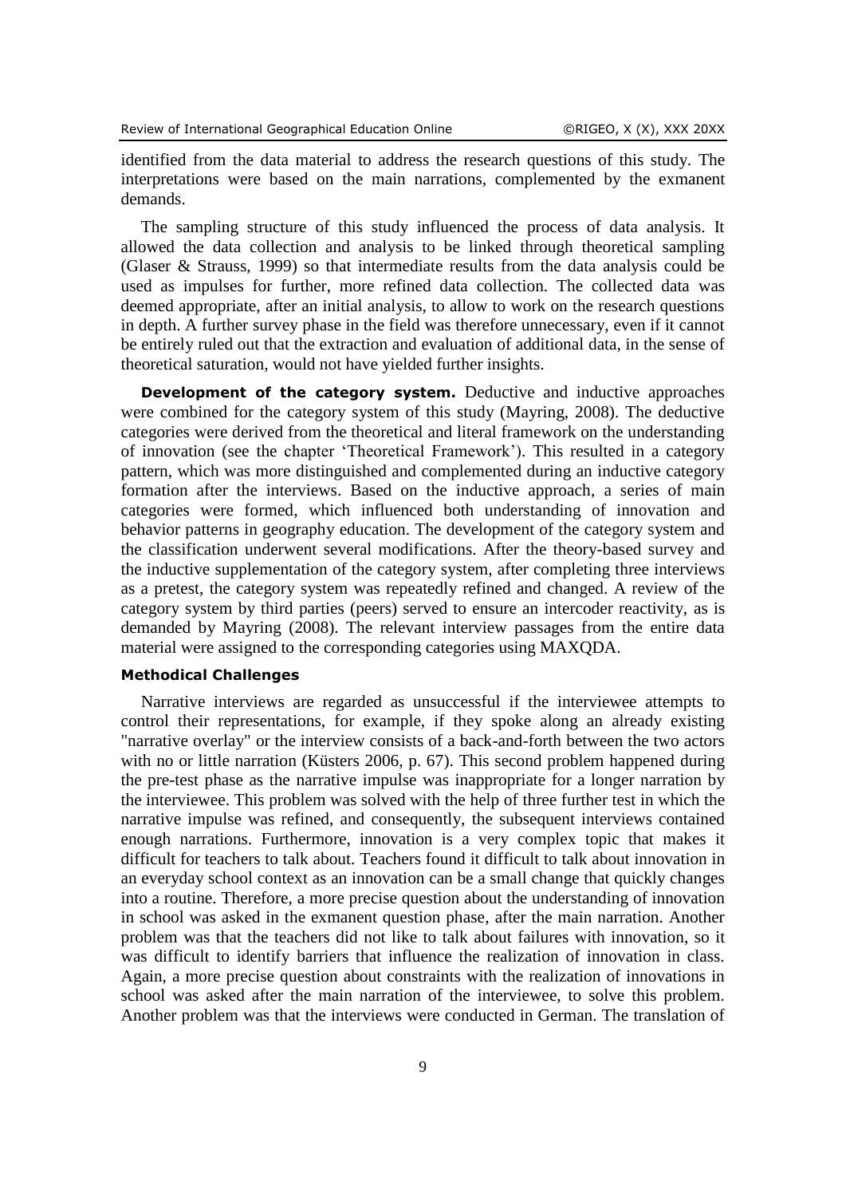identified from the data material to address the research questions of this study. The interpretations were based on the main narrations, complemented by the exmanent demands.

The sampling structure of this study influenced the process of data analysis. It allowed the data collection and analysis to be linked through theoretical sampling (Glaser & Strauss, 1999) so that intermediate results from the data analysis could be used as impulses for further, more refined data collection. The collected data was deemed appropriate, after an initial analysis, to allow to work on the research questions in depth. A further survey phase in the field was therefore unnecessary, even if it cannot be entirely ruled out that the extraction and evaluation of additional data, in the sense of theoretical saturation, would not have yielded further insights.

**Development of the category system.** Deductive and inductive approaches were combined for the category system of this study (Mayring, 2008). The deductive categories were derived from the theoretical and literal framework on the understanding of innovation (see the chapter 'Theoretical Framework'). This resulted in a category pattern, which was more distinguished and complemented during an inductive category formation after the interviews. Based on the inductive approach, a series of main categories were formed, which influenced both understanding of innovation and behavior patterns in geography education. The development of the category system and the classification underwent several modifications. After the theory-based survey and the inductive supplementation of the category system, after completing three interviews as a pretest, the category system was repeatedly refined and changed. A review of the category system by third parties (peers) served to ensure an intercoder reactivity, as is demanded by Mayring (2008). The relevant interview passages from the entire data material were assigned to the corresponding categories using MAXQDA.

### Methodical Challenges

Narrative interviews are regarded as unsuccessful if the interviewee attempts to control their representations, for example, if they spoke along an already existing "narrative overlay" or the interview consists of a back-and-forth between the two actors with no or little narration (Küsters 2006, p. 67). This second problem happened during the pre-test phase as the narrative impulse was inappropriate for a longer narration by the interviewee. This problem was solved with the help of three further test in which the narrative impulse was refined, and consequently, the subsequent interviews contained enough narrations. Furthermore, innovation is a very complex topic that makes it difficult for teachers to talk about. Teachers found it difficult to talk about innovation in an everyday school context as an innovation can be a small change that quickly changes into a routine. Therefore, a more precise question about the understanding of innovation in school was asked in the exmanent question phase, after the main narration. Another problem was that the teachers did not like to talk about failures with innovation, so it was difficult to identify barriers that influence the realization of innovation in class. Again, a more precise question about constraints with the realization of innovations in school was asked after the main narration of the interviewee, to solve this problem. Another problem was that the interviews were conducted in German. The translation of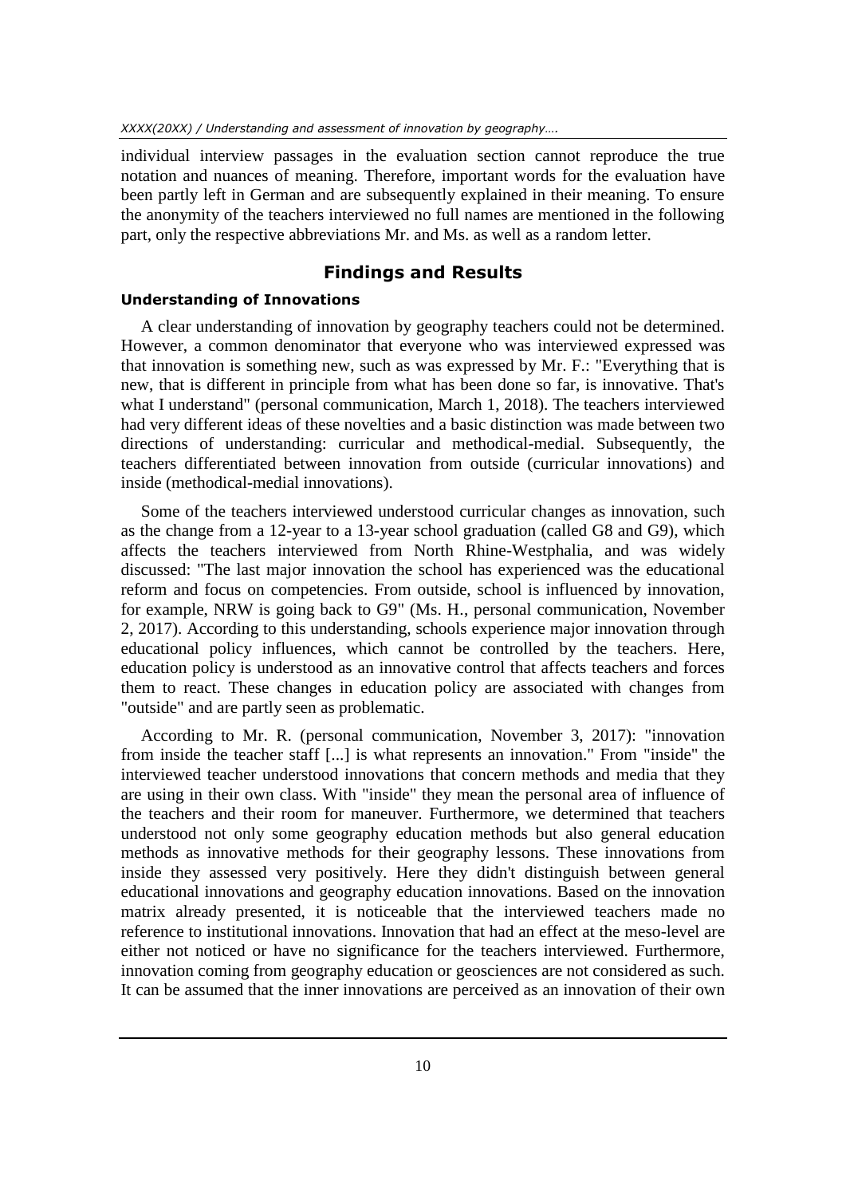individual interview passages in the evaluation section cannot reproduce the true notation and nuances of meaning. Therefore, important words for the evaluation have been partly left in German and are subsequently explained in their meaning. To ensure the anonymity of the teachers interviewed no full names are mentioned in the following part, only the respective abbreviations Mr. and Ms. as well as a random letter.

## Findings and Results

### Understanding of Innovations

A clear understanding of innovation by geography teachers could not be determined. However, a common denominator that everyone who was interviewed expressed was that innovation is something new, such as was expressed by Mr. F.: "Everything that is new, that is different in principle from what has been done so far, is innovative. That's what I understand" (personal communication, March 1, 2018). The teachers interviewed had very different ideas of these novelties and a basic distinction was made between two directions of understanding: curricular and methodical-medial. Subsequently, the teachers differentiated between innovation from outside (curricular innovations) and inside (methodical-medial innovations).

Some of the teachers interviewed understood curricular changes as innovation, such as the change from a 12-year to a 13-year school graduation (called G8 and G9), which affects the teachers interviewed from North Rhine-Westphalia, and was widely discussed: "The last major innovation the school has experienced was the educational reform and focus on competencies. From outside, school is influenced by innovation, for example, NRW is going back to G9" (Ms. H., personal communication, November 2, 2017). According to this understanding, schools experience major innovation through educational policy influences, which cannot be controlled by the teachers. Here, education policy is understood as an innovative control that affects teachers and forces them to react. These changes in education policy are associated with changes from "outside" and are partly seen as problematic.

According to Mr. R. (personal communication, November 3, 2017): "innovation from inside the teacher staff [...] is what represents an innovation." From "inside" the interviewed teacher understood innovations that concern methods and media that they are using in their own class. With "inside" they mean the personal area of influence of the teachers and their room for maneuver. Furthermore, we determined that teachers understood not only some geography education methods but also general education methods as innovative methods for their geography lessons. These innovations from inside they assessed very positively. Here they didn't distinguish between general educational innovations and geography education innovations. Based on the innovation matrix already presented, it is noticeable that the interviewed teachers made no reference to institutional innovations. Innovation that had an effect at the meso-level are either not noticed or have no significance for the teachers interviewed. Furthermore, innovation coming from geography education or geosciences are not considered as such. It can be assumed that the inner innovations are perceived as an innovation of their own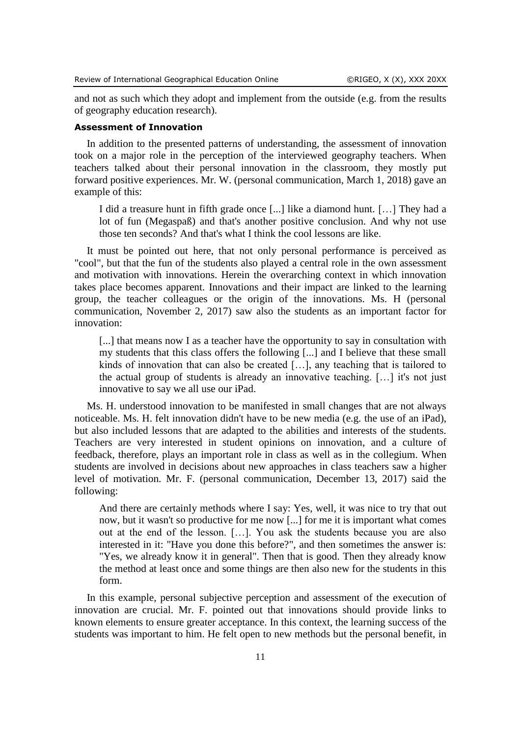and not as such which they adopt and implement from the outside (e.g. from the results of geography education research).

### Assessment of Innovation

In addition to the presented patterns of understanding, the assessment of innovation took on a major role in the perception of the interviewed geography teachers. When teachers talked about their personal innovation in the classroom, they mostly put forward positive experiences. Mr. W. (personal communication, March 1, 2018) gave an example of this:

> I did a treasure hunt in fifth grade once [...] like a diamond hunt. […] They had a lot of fun (Megaspaß) and that's another positive conclusion. And why not use those ten seconds? And that's what I think the cool lessons are like.

It must be pointed out here, that not only personal performance is perceived as "cool", but that the fun of the students also played a central role in the own assessment and motivation with innovations. Herein the overarching context in which innovation takes place becomes apparent. Innovations and their impact are linked to the learning group, the teacher colleagues or the origin of the innovations. Ms. H (personal communication, November 2, 2017) saw also the students as an important factor for innovation:

> [...] that means now I as a teacher have the opportunity to say in consultation with my students that this class offers the following [...] and I believe that these small kinds of innovation that can also be created […], any teaching that is tailored to the actual group of students is already an innovative teaching. […] it's not just innovative to say we all use our iPad.

Ms. H. understood innovation to be manifested in small changes that are not always noticeable. Ms. H. felt innovation didn't have to be new media (e.g. the use of an iPad), but also included lessons that are adapted to the abilities and interests of the students. Teachers are very interested in student opinions on innovation, and a culture of feedback, therefore, plays an important role in class as well as in the collegium. When students are involved in decisions about new approaches in class teachers saw a higher level of motivation. Mr. F. (personal communication, December 13, 2017) said the following:

> And there are certainly methods where I say: Yes, well, it was nice to try that out now, but it wasn't so productive for me now [...] for me it is important what comes out at the end of the lesson. […]. You ask the students because you are also interested in it: "Have you done this before?", and then sometimes the answer is: "Yes, we already know it in general". Then that is good. Then they already know the method at least once and some things are then also new for the students in this form.

In this example, personal subjective perception and assessment of the execution of innovation are crucial. Mr. F. pointed out that innovations should provide links to known elements to ensure greater acceptance. In this context, the learning success of the students was important to him. He felt open to new methods but the personal benefit, in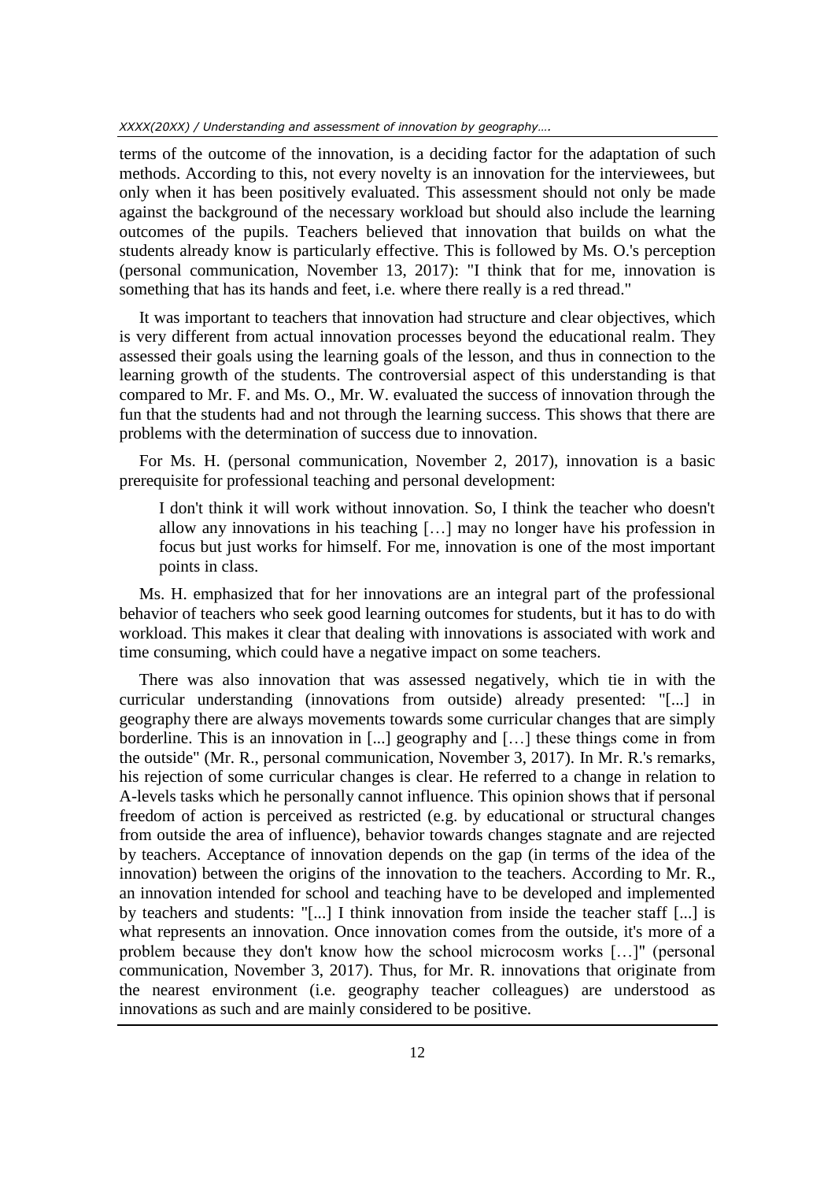terms of the outcome of the innovation, is a deciding factor for the adaptation of such methods. According to this, not every novelty is an innovation for the interviewees, but only when it has been positively evaluated. This assessment should not only be made against the background of the necessary workload but should also include the learning outcomes of the pupils. Teachers believed that innovation that builds on what the students already know is particularly effective. This is followed by Ms. O.'s perception (personal communication, November 13, 2017): "I think that for me, innovation is something that has its hands and feet, i.e. where there really is a red thread."

It was important to teachers that innovation had structure and clear objectives, which is very different from actual innovation processes beyond the educational realm. They assessed their goals using the learning goals of the lesson, and thus in connection to the learning growth of the students. The controversial aspect of this understanding is that compared to Mr. F. and Ms. O., Mr. W. evaluated the success of innovation through the fun that the students had and not through the learning success. This shows that there are problems with the determination of success due to innovation.

For Ms. H. (personal communication, November 2, 2017), innovation is a basic prerequisite for professional teaching and personal development:

> I don't think it will work without innovation. So, I think the teacher who doesn't allow any innovations in his teaching […] may no longer have his profession in focus but just works for himself. For me, innovation is one of the most important points in class.

Ms. H. emphasized that for her innovations are an integral part of the professional behavior of teachers who seek good learning outcomes for students, but it has to do with workload. This makes it clear that dealing with innovations is associated with work and time consuming, which could have a negative impact on some teachers.

There was also innovation that was assessed negatively, which tie in with the curricular understanding (innovations from outside) already presented: "[...] in geography there are always movements towards some curricular changes that are simply borderline. This is an innovation in [...] geography and […] these things come in from the outside" (Mr. R., personal communication, November 3, 2017). In Mr. R.'s remarks, his rejection of some curricular changes is clear. He referred to a change in relation to A-levels tasks which he personally cannot influence. This opinion shows that if personal freedom of action is perceived as restricted (e.g. by educational or structural changes from outside the area of influence), behavior towards changes stagnate and are rejected by teachers. Acceptance of innovation depends on the gap (in terms of the idea of the innovation) between the origins of the innovation to the teachers. According to Mr. R., an innovation intended for school and teaching have to be developed and implemented by teachers and students: "[...] I think innovation from inside the teacher staff [...] is what represents an innovation. Once innovation comes from the outside, it's more of a problem because they don't know how the school microcosm works […]" (personal communication, November 3, 2017). Thus, for Mr. R. innovations that originate from the nearest environment (i.e. geography teacher colleagues) are understood as innovations as such and are mainly considered to be positive.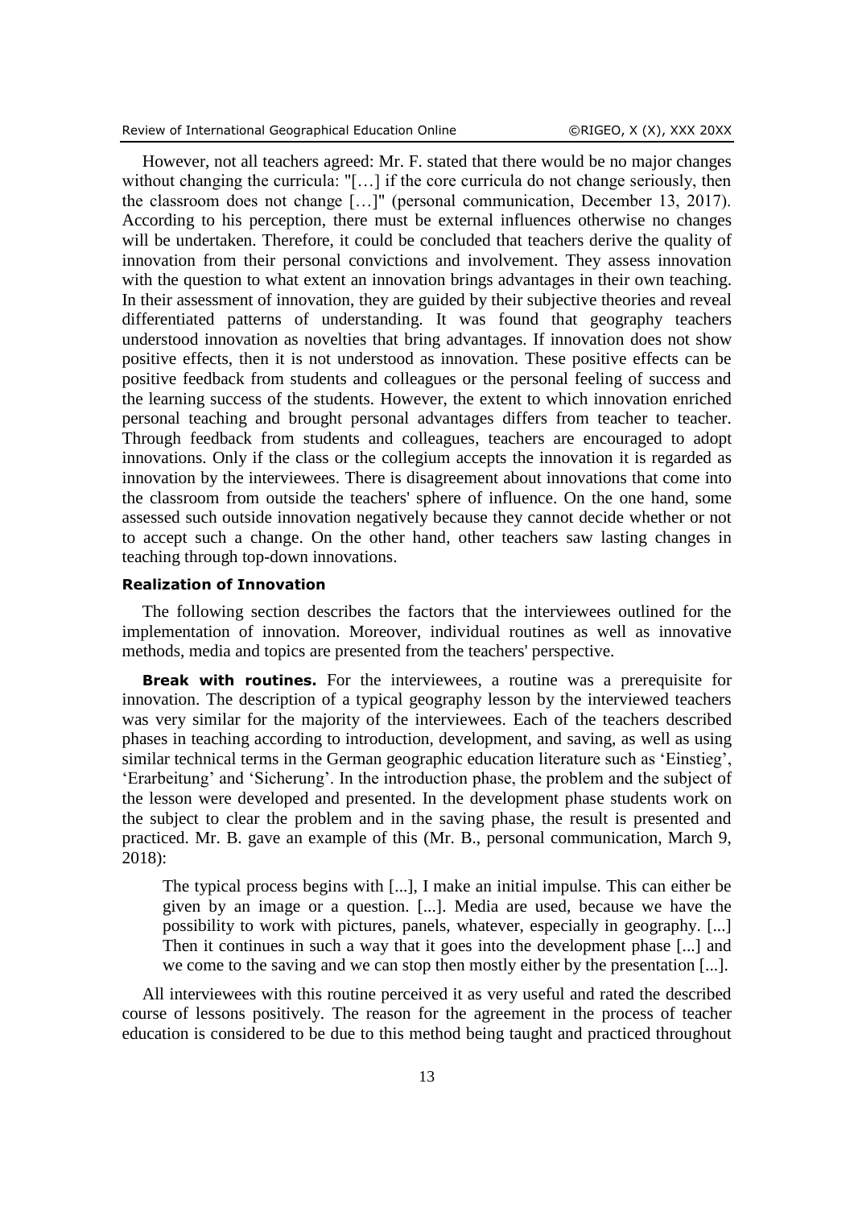However, not all teachers agreed: Mr. F. stated that there would be no major changes without changing the curricula: "[…] if the core curricula do not change seriously, then the classroom does not change […]" (personal communication, December 13, 2017). According to his perception, there must be external influences otherwise no changes will be undertaken. Therefore, it could be concluded that teachers derive the quality of innovation from their personal convictions and involvement. They assess innovation with the question to what extent an innovation brings advantages in their own teaching. In their assessment of innovation, they are guided by their subjective theories and reveal differentiated patterns of understanding. It was found that geography teachers understood innovation as novelties that bring advantages. If innovation does not show positive effects, then it is not understood as innovation. These positive effects can be positive feedback from students and colleagues or the personal feeling of success and the learning success of the students. However, the extent to which innovation enriched personal teaching and brought personal advantages differs from teacher to teacher. Through feedback from students and colleagues, teachers are encouraged to adopt innovations. Only if the class or the collegium accepts the innovation it is regarded as innovation by the interviewees. There is disagreement about innovations that come into the classroom from outside the teachers' sphere of influence. On the one hand, some assessed such outside innovation negatively because they cannot decide whether or not to accept such a change. On the other hand, other teachers saw lasting changes in teaching through top-down innovations.

### Realization of Innovation

The following section describes the factors that the interviewees outlined for the implementation of innovation. Moreover, individual routines as well as innovative methods, media and topics are presented from the teachers' perspective.

**Break with routines.** For the interviewees, a routine was a prerequisite for innovation. The description of a typical geography lesson by the interviewed teachers was very similar for the majority of the interviewees. Each of the teachers described phases in teaching according to introduction, development, and saving, as well as using similar technical terms in the German geographic education literature such as 'Einstieg', 'Erarbeitung' and 'Sicherung'. In the introduction phase, the problem and the subject of the lesson were developed and presented. In the development phase students work on the subject to clear the problem and in the saving phase, the result is presented and practiced. Mr. B. gave an example of this (Mr. B., personal communication, March 9, 2018):

> The typical process begins with [...], I make an initial impulse. This can either be given by an image or a question. [...]. Media are used, because we have the possibility to work with pictures, panels, whatever, especially in geography. [...] Then it continues in such a way that it goes into the development phase [...] and we come to the saving and we can stop then mostly either by the presentation [...].

All interviewees with this routine perceived it as very useful and rated the described course of lessons positively. The reason for the agreement in the process of teacher education is considered to be due to this method being taught and practiced throughout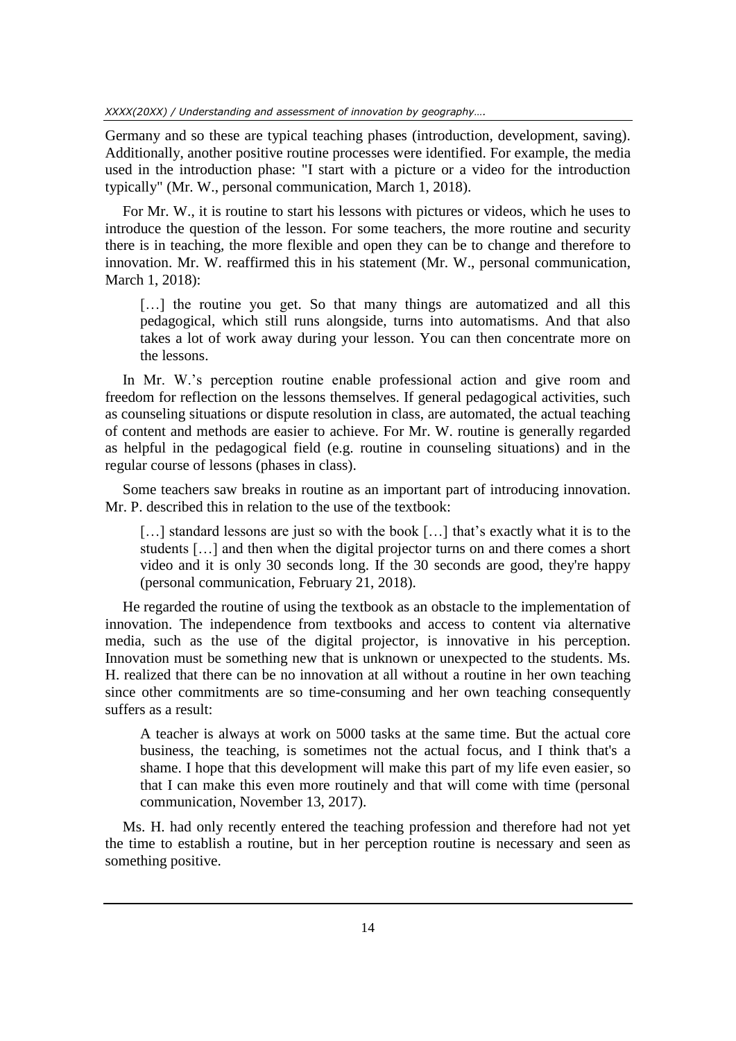Germany and so these are typical teaching phases (introduction, development, saving). Additionally, another positive routine processes were identified. For example, the media used in the introduction phase: "I start with a picture or a video for the introduction typically" (Mr. W., personal communication, March 1, 2018).

For Mr. W., it is routine to start his lessons with pictures or videos, which he uses to introduce the question of the lesson. For some teachers, the more routine and security there is in teaching, the more flexible and open they can be to change and therefore to innovation. Mr. W. reaffirmed this in his statement (Mr. W., personal communication, March 1, 2018):

> […] the routine you get. So that many things are automatized and all this pedagogical, which still runs alongside, turns into automatisms. And that also takes a lot of work away during your lesson. You can then concentrate more on the lessons.

In Mr. W.'s perception routine enable professional action and give room and freedom for reflection on the lessons themselves. If general pedagogical activities, such as counseling situations or dispute resolution in class, are automated, the actual teaching of content and methods are easier to achieve. For Mr. W. routine is generally regarded as helpful in the pedagogical field (e.g. routine in counseling situations) and in the regular course of lessons (phases in class).

Some teachers saw breaks in routine as an important part of introducing innovation. Mr. P. described this in relation to the use of the textbook:

> […] standard lessons are just so with the book […] that's exactly what it is to the students […] and then when the digital projector turns on and there comes a short video and it is only 30 seconds long. If the 30 seconds are good, they're happy (personal communication, February 21, 2018).

He regarded the routine of using the textbook as an obstacle to the implementation of innovation. The independence from textbooks and access to content via alternative media, such as the use of the digital projector, is innovative in his perception. Innovation must be something new that is unknown or unexpected to the students. Ms. H. realized that there can be no innovation at all without a routine in her own teaching since other commitments are so time-consuming and her own teaching consequently suffers as a result:

> A teacher is always at work on 5000 tasks at the same time. But the actual core business, the teaching, is sometimes not the actual focus, and I think that's a shame. I hope that this development will make this part of my life even easier, so that I can make this even more routinely and that will come with time (personal communication, November 13, 2017).

Ms. H. had only recently entered the teaching profession and therefore had not yet the time to establish a routine, but in her perception routine is necessary and seen as something positive.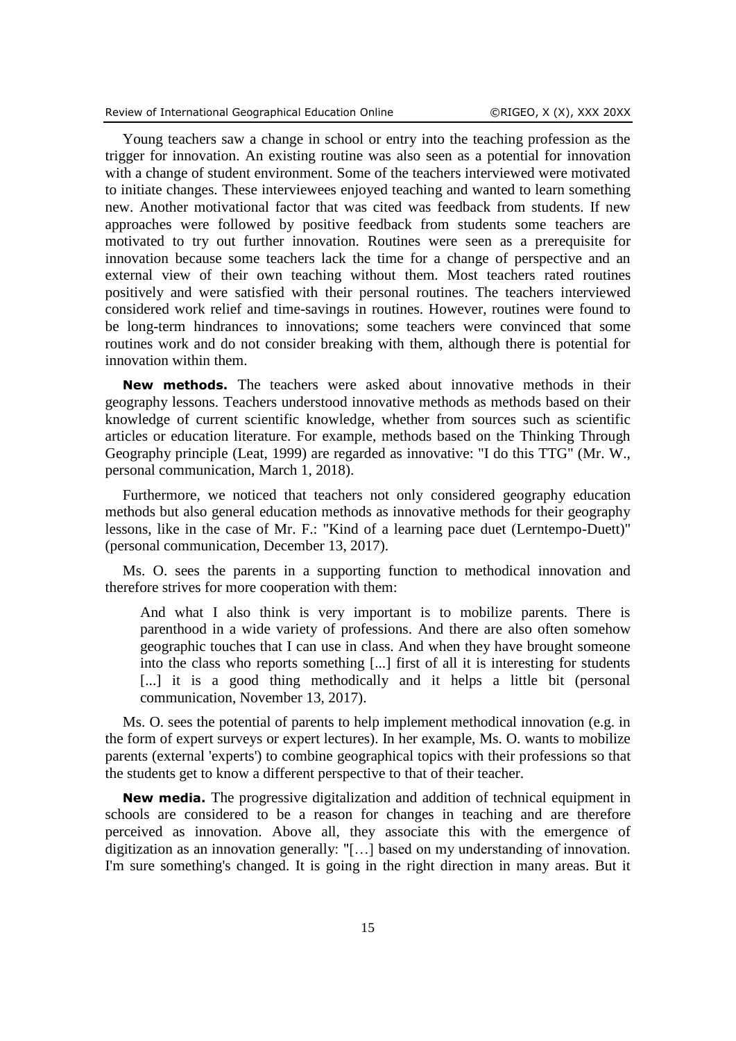Young teachers saw a change in school or entry into the teaching profession as the trigger for innovation. An existing routine was also seen as a potential for innovation with a change of student environment. Some of the teachers interviewed were motivated to initiate changes. These interviewees enjoyed teaching and wanted to learn something new. Another motivational factor that was cited was feedback from students. If new approaches were followed by positive feedback from students some teachers are motivated to try out further innovation. Routines were seen as a prerequisite for innovation because some teachers lack the time for a change of perspective and an external view of their own teaching without them. Most teachers rated routines positively and were satisfied with their personal routines. The teachers interviewed considered work relief and time-savings in routines. However, routines were found to be long-term hindrances to innovations; some teachers were convinced that some routines work and do not consider breaking with them, although there is potential for innovation within them.

**New methods.** The teachers were asked about innovative methods in their geography lessons. Teachers understood innovative methods as methods based on their knowledge of current scientific knowledge, whether from sources such as scientific articles or education literature. For example, methods based on the Thinking Through Geography principle (Leat, 1999) are regarded as innovative: "I do this TTG" (Mr. W., personal communication, March 1, 2018).

Furthermore, we noticed that teachers not only considered geography education methods but also general education methods as innovative methods for their geography lessons, like in the case of Mr. F.: "Kind of a learning pace duet (Lerntempo-Duett)" (personal communication, December 13, 2017).

Ms. O. sees the parents in a supporting function to methodical innovation and therefore strives for more cooperation with them:

> And what I also think is very important is to mobilize parents. There is parenthood in a wide variety of professions. And there are also often somehow geographic touches that I can use in class. And when they have brought someone into the class who reports something [...] first of all it is interesting for students [...] it is a good thing methodically and it helps a little bit (personal communication, November 13, 2017).

Ms. O. sees the potential of parents to help implement methodical innovation (e.g. in the form of expert surveys or expert lectures). In her example, Ms. O. wants to mobilize parents (external 'experts') to combine geographical topics with their professions so that the students get to know a different perspective to that of their teacher.

**New media.** The progressive digitalization and addition of technical equipment in schools are considered to be a reason for changes in teaching and are therefore perceived as innovation. Above all, they associate this with the emergence of digitization as an innovation generally: "[…] based on my understanding of innovation. I'm sure something's changed. It is going in the right direction in many areas. But it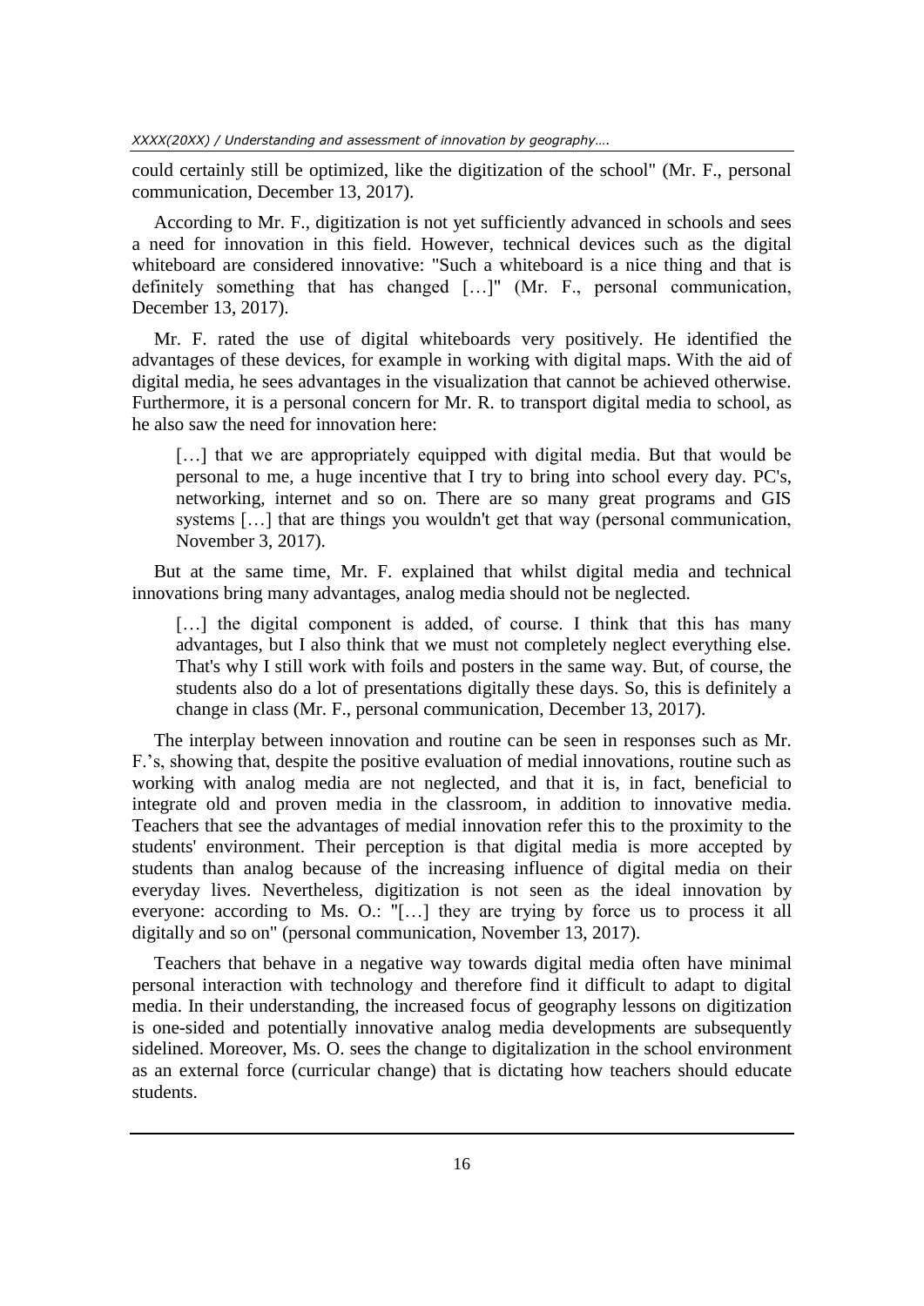could certainly still be optimized, like the digitization of the school" (Mr. F., personal communication, December 13, 2017).

According to Mr. F., digitization is not yet sufficiently advanced in schools and sees a need for innovation in this field. However, technical devices such as the digital whiteboard are considered innovative: "Such a whiteboard is a nice thing and that is definitely something that has changed […]" (Mr. F., personal communication, December 13, 2017).

Mr. F. rated the use of digital whiteboards very positively. He identified the advantages of these devices, for example in working with digital maps. With the aid of digital media, he sees advantages in the visualization that cannot be achieved otherwise. Furthermore, it is a personal concern for Mr. R. to transport digital media to school, as he also saw the need for innovation here:

> […] that we are appropriately equipped with digital media. But that would be personal to me, a huge incentive that I try to bring into school every day. PC's, networking, internet and so on. There are so many great programs and GIS systems […] that are things you wouldn't get that way (personal communication, November 3, 2017).

But at the same time, Mr. F. explained that whilst digital media and technical innovations bring many advantages, analog media should not be neglected.

> […] the digital component is added, of course. I think that this has many advantages, but I also think that we must not completely neglect everything else. That's why I still work with foils and posters in the same way. But, of course, the students also do a lot of presentations digitally these days. So, this is definitely a change in class (Mr. F., personal communication, December 13, 2017).

The interplay between innovation and routine can be seen in responses such as Mr. F.'s, showing that, despite the positive evaluation of medial innovations, routine such as working with analog media are not neglected, and that it is, in fact, beneficial to integrate old and proven media in the classroom, in addition to innovative media. Teachers that see the advantages of medial innovation refer this to the proximity to the students' environment. Their perception is that digital media is more accepted by students than analog because of the increasing influence of digital media on their everyday lives. Nevertheless, digitization is not seen as the ideal innovation by everyone: according to Ms. O.: "[…] they are trying by force us to process it all digitally and so on" (personal communication, November 13, 2017).

Teachers that behave in a negative way towards digital media often have minimal personal interaction with technology and therefore find it difficult to adapt to digital media. In their understanding, the increased focus of geography lessons on digitization is one-sided and potentially innovative analog media developments are subsequently sidelined. Moreover, Ms. O. sees the change to digitalization in the school environment as an external force (curricular change) that is dictating how teachers should educate students.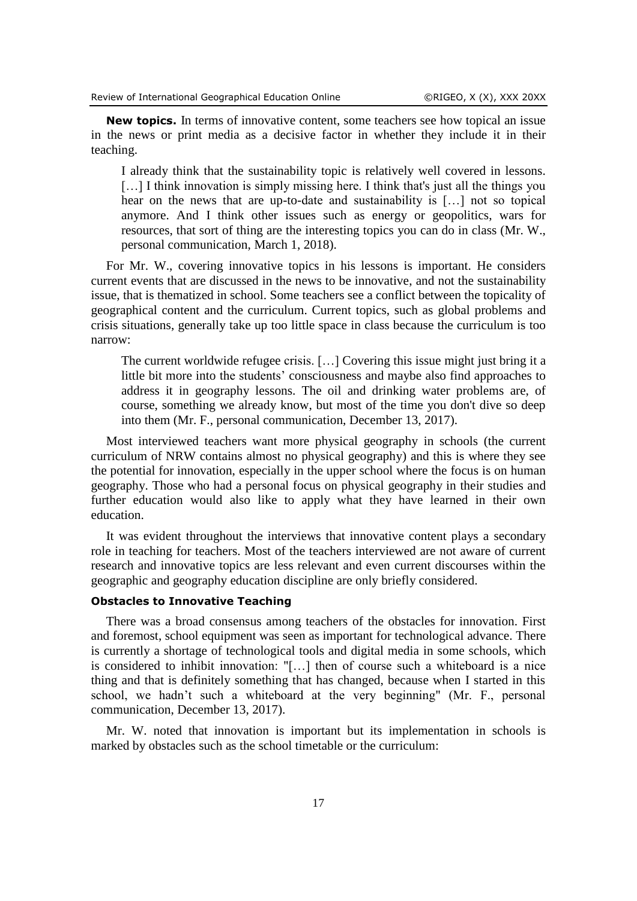**New topics.** In terms of innovative content, some teachers see how topical an issue in the news or print media as a decisive factor in whether they include it in their teaching.

> I already think that the sustainability topic is relatively well covered in lessons. […] I think innovation is simply missing here. I think that's just all the things you hear on the news that are up-to-date and sustainability is […] not so topical anymore. And I think other issues such as energy or geopolitics, wars for resources, that sort of thing are the interesting topics you can do in class (Mr. W., personal communication, March 1, 2018).

For Mr. W., covering innovative topics in his lessons is important. He considers current events that are discussed in the news to be innovative, and not the sustainability issue, that is thematized in school. Some teachers see a conflict between the topicality of geographical content and the curriculum. Current topics, such as global problems and crisis situations, generally take up too little space in class because the curriculum is too narrow:

> The current worldwide refugee crisis. […] Covering this issue might just bring it a little bit more into the students' consciousness and maybe also find approaches to address it in geography lessons. The oil and drinking water problems are, of course, something we already know, but most of the time you don't dive so deep into them (Mr. F., personal communication, December 13, 2017).

Most interviewed teachers want more physical geography in schools (the current curriculum of NRW contains almost no physical geography) and this is where they see the potential for innovation, especially in the upper school where the focus is on human geography. Those who had a personal focus on physical geography in their studies and further education would also like to apply what they have learned in their own education.

It was evident throughout the interviews that innovative content plays a secondary role in teaching for teachers. Most of the teachers interviewed are not aware of current research and innovative topics are less relevant and even current discourses within the geographic and geography education discipline are only briefly considered.

### Obstacles to Innovative Teaching

There was a broad consensus among teachers of the obstacles for innovation. First and foremost, school equipment was seen as important for technological advance. There is currently a shortage of technological tools and digital media in some schools, which is considered to inhibit innovation: "[…] then of course such a whiteboard is a nice thing and that is definitely something that has changed, because when I started in this school, we hadn't such a whiteboard at the very beginning" (Mr. F., personal communication, December 13, 2017).

Mr. W. noted that innovation is important but its implementation in schools is marked by obstacles such as the school timetable or the curriculum: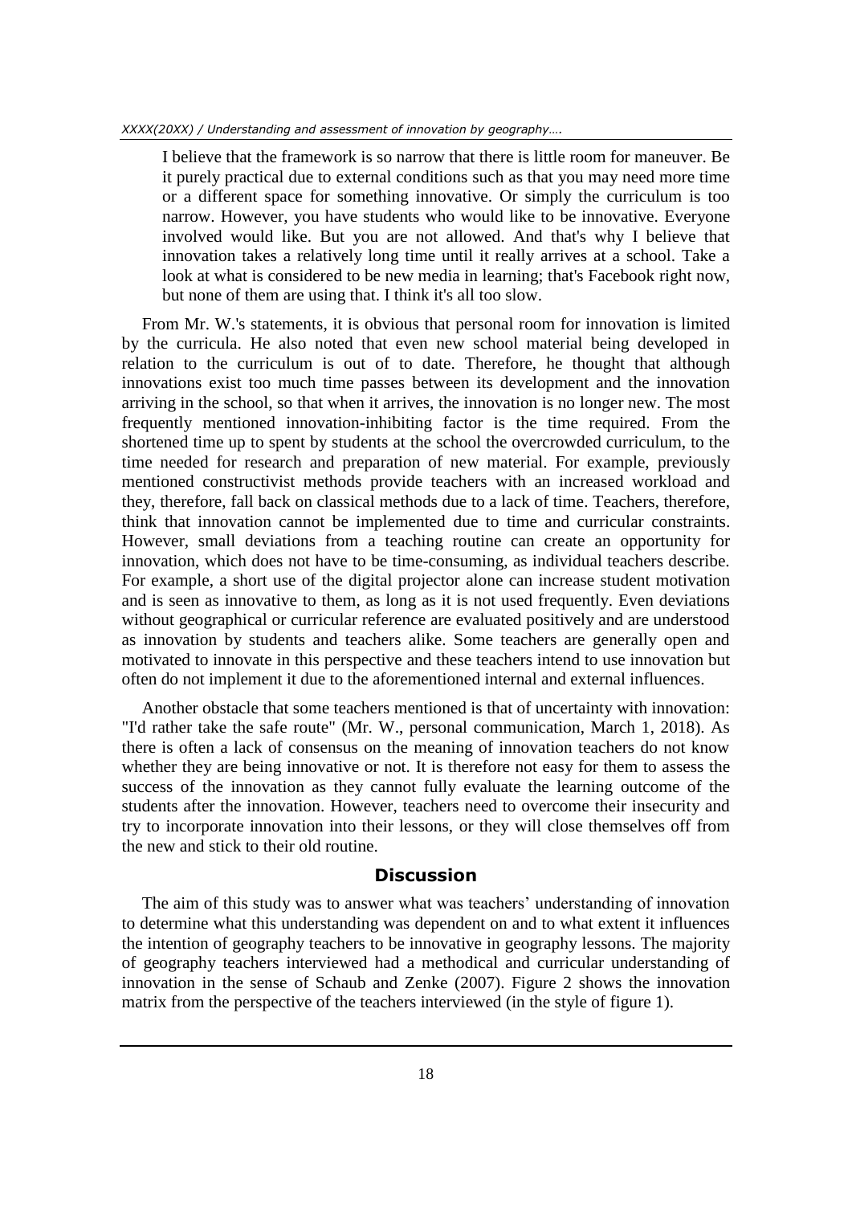> I believe that the framework is so narrow that there is little room for maneuver. Be it purely practical due to external conditions such as that you may need more time or a different space for something innovative. Or simply the curriculum is too narrow. However, you have students who would like to be innovative. Everyone involved would like. But you are not allowed. And that's why I believe that innovation takes a relatively long time until it really arrives at a school. Take a look at what is considered to be new media in learning; that's Facebook right now, but none of them are using that. I think it's all too slow.

From Mr. W.'s statements, it is obvious that personal room for innovation is limited by the curricula. He also noted that even new school material being developed in relation to the curriculum is out of to date. Therefore, he thought that although innovations exist too much time passes between its development and the innovation arriving in the school, so that when it arrives, the innovation is no longer new. The most frequently mentioned innovation-inhibiting factor is the time required. From the shortened time up to spent by students at the school the overcrowded curriculum, to the time needed for research and preparation of new material. For example, previously mentioned constructivist methods provide teachers with an increased workload and they, therefore, fall back on classical methods due to a lack of time. Teachers, therefore, think that innovation cannot be implemented due to time and curricular constraints. However, small deviations from a teaching routine can create an opportunity for innovation, which does not have to be time-consuming, as individual teachers describe. For example, a short use of the digital projector alone can increase student motivation and is seen as innovative to them, as long as it is not used frequently. Even deviations without geographical or curricular reference are evaluated positively and are understood as innovation by students and teachers alike. Some teachers are generally open and motivated to innovate in this perspective and these teachers intend to use innovation but often do not implement it due to the aforementioned internal and external influences.

Another obstacle that some teachers mentioned is that of uncertainty with innovation: "I'd rather take the safe route" (Mr. W., personal communication, March 1, 2018). As there is often a lack of consensus on the meaning of innovation teachers do not know whether they are being innovative or not. It is therefore not easy for them to assess the success of the innovation as they cannot fully evaluate the learning outcome of the students after the innovation. However, teachers need to overcome their insecurity and try to incorporate innovation into their lessons, or they will close themselves off from the new and stick to their old routine.

## Discussion

The aim of this study was to answer what was teachers' understanding of innovation to determine what this understanding was dependent on and to what extent it influences the intention of geography teachers to be innovative in geography lessons. The majority of geography teachers interviewed had a methodical and curricular understanding of innovation in the sense of Schaub and Zenke (2007). Figure 2 shows the innovation matrix from the perspective of the teachers interviewed (in the style of figure 1).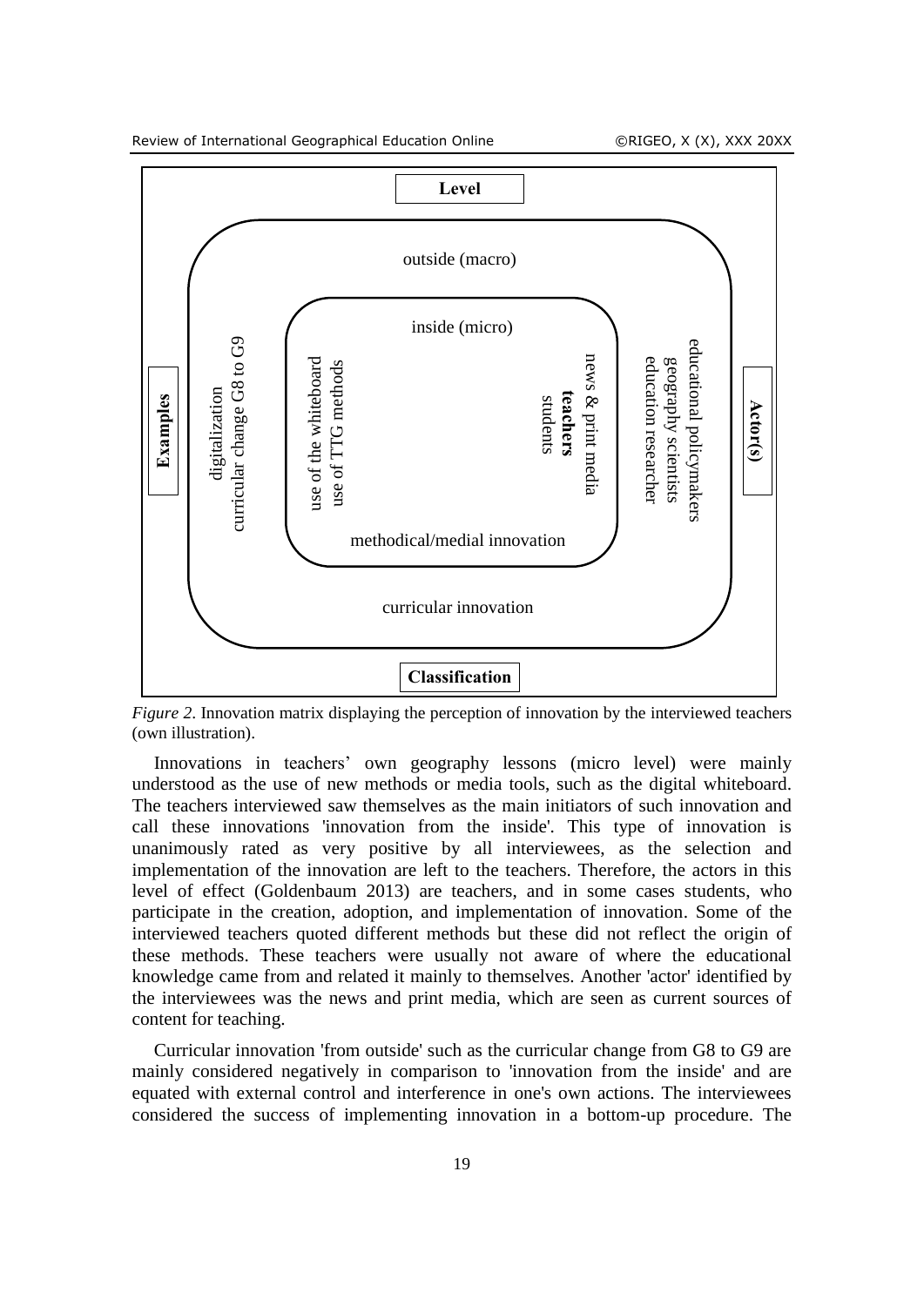**Level**

outside (macro)

inside (micro)

| Examples | | | | | Actor(s) |
|---|---|---|---|---|---|
| digitalization<br>curricular change G8 to G9 | use of the whiteboard<br>use of TTG methods | | news & print media<br>**teachers**<br>students | educational policymakers<br>geography scientists<br>education researcher | |

methodical/medial innovation

curricular innovation

**Classification**

*Figure 2*. Innovation matrix displaying the perception of innovation by the interviewed teachers (own illustration).

Innovations in teachers' own geography lessons (micro level) were mainly understood as the use of new methods or media tools, such as the digital whiteboard. The teachers interviewed saw themselves as the main initiators of such innovation and call these innovations 'innovation from the inside'. This type of innovation is unanimously rated as very positive by all interviewees, as the selection and implementation of the innovation are left to the teachers. Therefore, the actors in this level of effect (Goldenbaum 2013) are teachers, and in some cases students, who participate in the creation, adoption, and implementation of innovation. Some of the interviewed teachers quoted different methods but these did not reflect the origin of these methods. These teachers were usually not aware of where the educational knowledge came from and related it mainly to themselves. Another 'actor' identified by the interviewees was the news and print media, which are seen as current sources of content for teaching.

Curricular innovation 'from outside' such as the curricular change from G8 to G9 are mainly considered negatively in comparison to 'innovation from the inside' and are equated with external control and interference in one's own actions. The interviewees considered the success of implementing innovation in a bottom-up procedure. The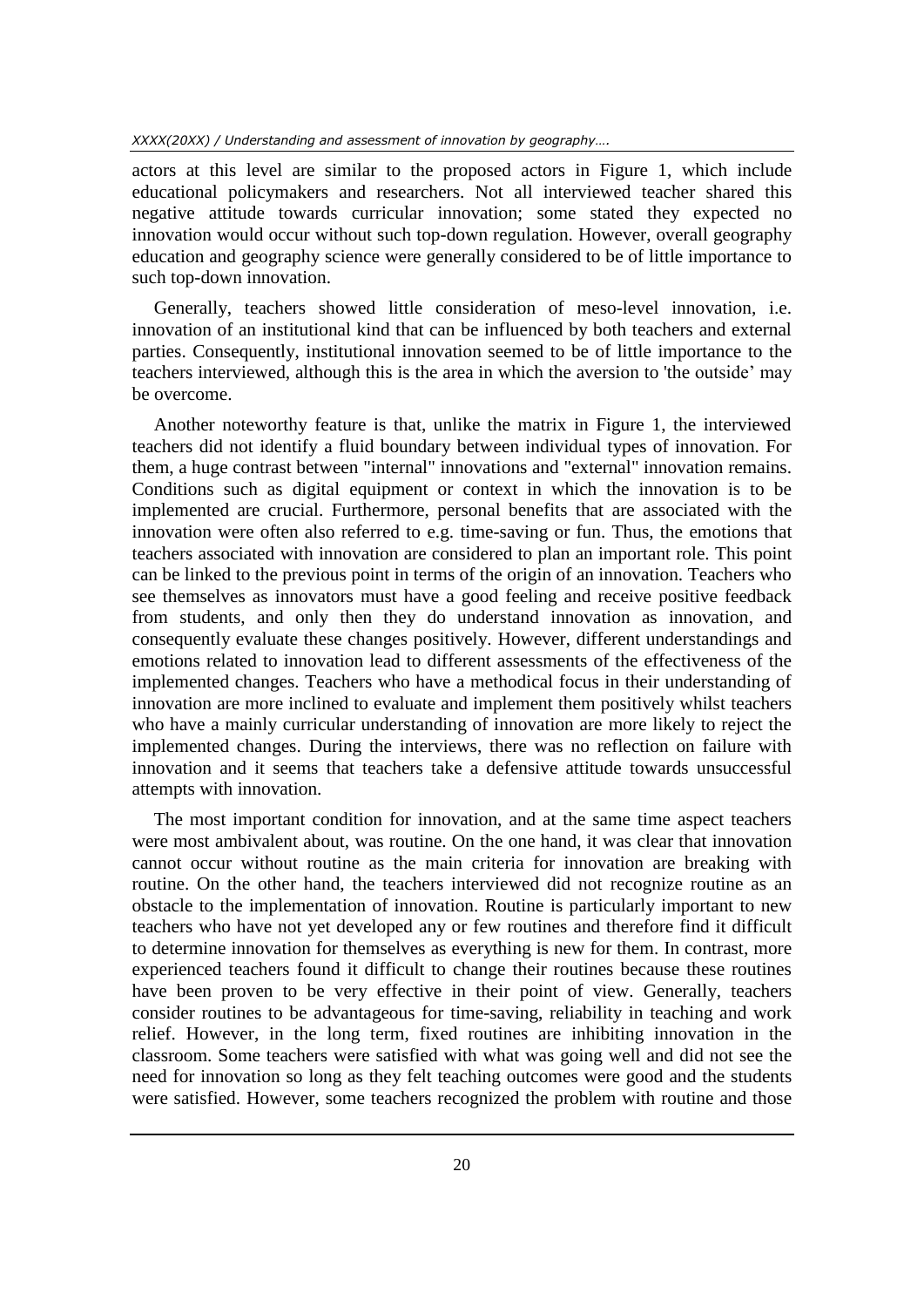actors at this level are similar to the proposed actors in Figure 1, which include educational policymakers and researchers. Not all interviewed teacher shared this negative attitude towards curricular innovation; some stated they expected no innovation would occur without such top-down regulation. However, overall geography education and geography science were generally considered to be of little importance to such top-down innovation.

Generally, teachers showed little consideration of meso-level innovation, i.e. innovation of an institutional kind that can be influenced by both teachers and external parties. Consequently, institutional innovation seemed to be of little importance to the teachers interviewed, although this is the area in which the aversion to 'the outside' may be overcome.

Another noteworthy feature is that, unlike the matrix in Figure 1, the interviewed teachers did not identify a fluid boundary between individual types of innovation. For them, a huge contrast between "internal" innovations and "external" innovation remains. Conditions such as digital equipment or context in which the innovation is to be implemented are crucial. Furthermore, personal benefits that are associated with the innovation were often also referred to e.g. time-saving or fun. Thus, the emotions that teachers associated with innovation are considered to plan an important role. This point can be linked to the previous point in terms of the origin of an innovation. Teachers who see themselves as innovators must have a good feeling and receive positive feedback from students, and only then they do understand innovation as innovation, and consequently evaluate these changes positively. However, different understandings and emotions related to innovation lead to different assessments of the effectiveness of the implemented changes. Teachers who have a methodical focus in their understanding of innovation are more inclined to evaluate and implement them positively whilst teachers who have a mainly curricular understanding of innovation are more likely to reject the implemented changes. During the interviews, there was no reflection on failure with innovation and it seems that teachers take a defensive attitude towards unsuccessful attempts with innovation.

The most important condition for innovation, and at the same time aspect teachers were most ambivalent about, was routine. On the one hand, it was clear that innovation cannot occur without routine as the main criteria for innovation are breaking with routine. On the other hand, the teachers interviewed did not recognize routine as an obstacle to the implementation of innovation. Routine is particularly important to new teachers who have not yet developed any or few routines and therefore find it difficult to determine innovation for themselves as everything is new for them. In contrast, more experienced teachers found it difficult to change their routines because these routines have been proven to be very effective in their point of view. Generally, teachers consider routines to be advantageous for time-saving, reliability in teaching and work relief. However, in the long term, fixed routines are inhibiting innovation in the classroom. Some teachers were satisfied with what was going well and did not see the need for innovation so long as they felt teaching outcomes were good and the students were satisfied. However, some teachers recognized the problem with routine and those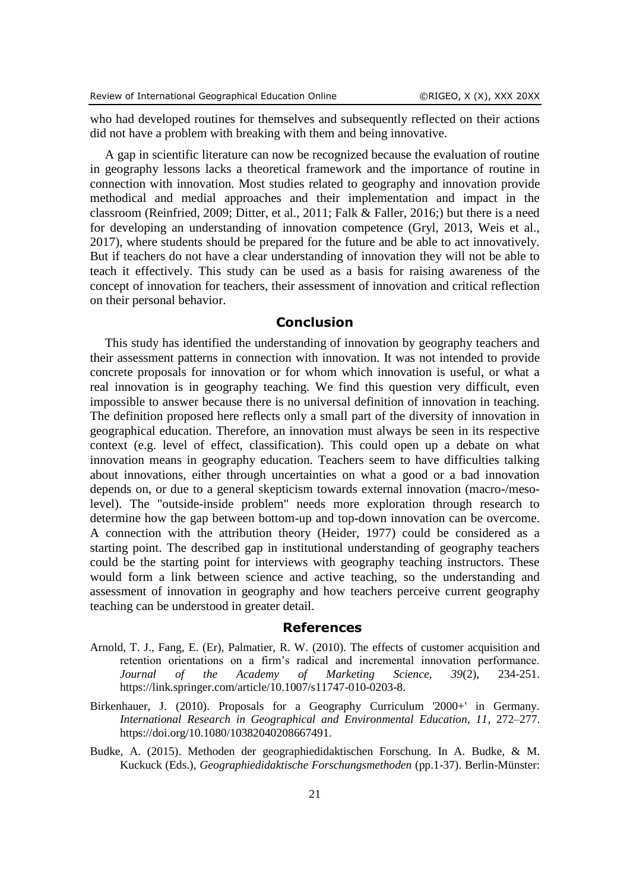who had developed routines for themselves and subsequently reflected on their actions did not have a problem with breaking with them and being innovative.

A gap in scientific literature can now be recognized because the evaluation of routine in geography lessons lacks a theoretical framework and the importance of routine in connection with innovation. Most studies related to geography and innovation provide methodical and medial approaches and their implementation and impact in the classroom (Reinfried, 2009; Ditter, et al., 2011; Falk & Faller, 2016;) but there is a need for developing an understanding of innovation competence (Gryl, 2013, Weis et al., 2017), where students should be prepared for the future and be able to act innovatively. But if teachers do not have a clear understanding of innovation they will not be able to teach it effectively. This study can be used as a basis for raising awareness of the concept of innovation for teachers, their assessment of innovation and critical reflection on their personal behavior.

## Conclusion

This study has identified the understanding of innovation by geography teachers and their assessment patterns in connection with innovation. It was not intended to provide concrete proposals for innovation or for whom which innovation is useful, or what a real innovation is in geography teaching. We find this question very difficult, even impossible to answer because there is no universal definition of innovation in teaching. The definition proposed here reflects only a small part of the diversity of innovation in geographical education. Therefore, an innovation must always be seen in its respective context (e.g. level of effect, classification). This could open up a debate on what innovation means in geography education. Teachers seem to have difficulties talking about innovations, either through uncertainties on what a good or a bad innovation depends on, or due to a general skepticism towards external innovation (macro-/meso-level). The "outside-inside problem" needs more exploration through research to determine how the gap between bottom-up and top-down innovation can be overcome. A connection with the attribution theory (Heider, 1977) could be considered as a starting point. The described gap in institutional understanding of geography teachers could be the starting point for interviews with geography teaching instructors. These would form a link between science and active teaching, so the understanding and assessment of innovation in geography and how teachers perceive current geography teaching can be understood in greater detail.

## References

Arnold, T. J., Fang, E. (Er), Palmatier, R. W. (2010). The effects of customer acquisition and retention orientations on a firm's radical and incremental innovation performance. *Journal of the Academy of Marketing Science, 39*(2), 234-251. https://link.springer.com/article/10.1007/s11747-010-0203-8.

Birkenhauer, J. (2010). Proposals for a Geography Curriculum '2000+' in Germany. *International Research in Geographical and Environmental Education, 11*, 272–277. https://doi.org/10.1080/10382040208667491.

Budke, A. (2015). Methoden der geographiedidaktischen Forschung. In A. Budke, & M. Kuckuck (Eds.), *Geographiedidaktische Forschungsmethoden* (pp.1-37). Berlin-Münster: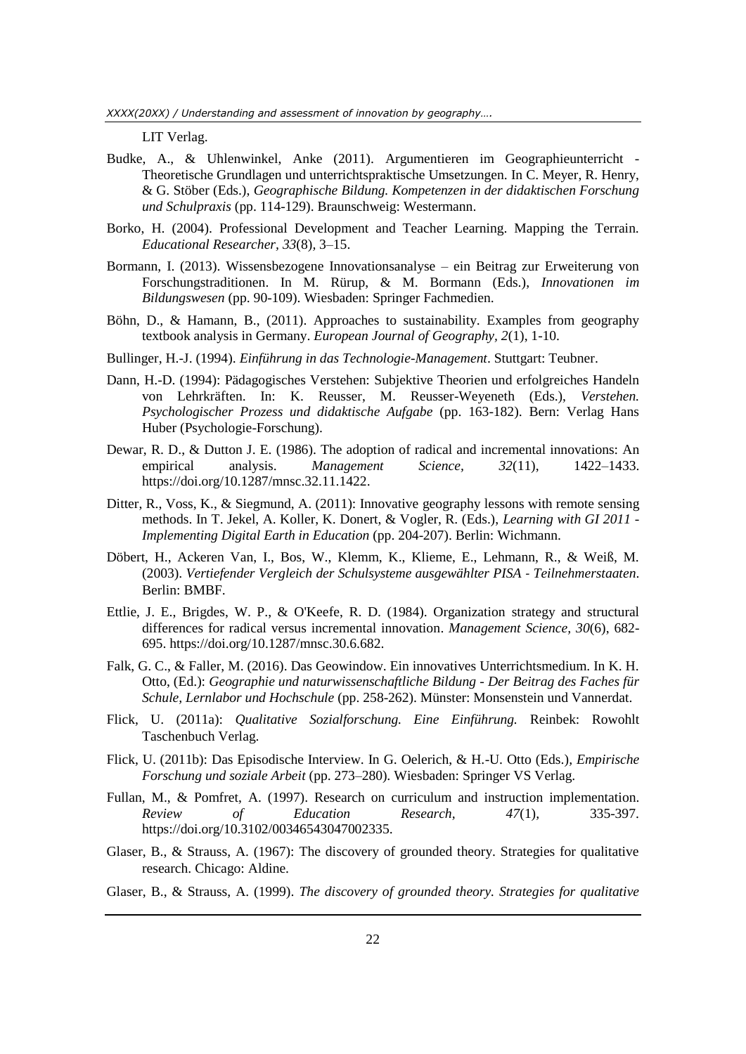LIT Verlag.

Budke, A., & Uhlenwinkel, Anke (2011). Argumentieren im Geographieunterricht - Theoretische Grundlagen und unterrichtspraktische Umsetzungen. In C. Meyer, R. Henry, & G. Stöber (Eds.), *Geographische Bildung. Kompetenzen in der didaktischen Forschung und Schulpraxis* (pp. 114-129). Braunschweig: Westermann.

Borko, H. (2004). Professional Development and Teacher Learning. Mapping the Terrain. *Educational Researcher, 33*(8), 3–15.

Bormann, I. (2013). Wissensbezogene Innovationsanalyse – ein Beitrag zur Erweiterung von Forschungstraditionen. In M. Rürup, & M. Bormann (Eds.), *Innovationen im Bildungswesen* (pp. 90-109). Wiesbaden: Springer Fachmedien.

Böhn, D., & Hamann, B., (2011). Approaches to sustainability. Examples from geography textbook analysis in Germany. *European Journal of Geography, 2*(1), 1-10.

Bullinger, H.-J. (1994). *Einführung in das Technologie-Management*. Stuttgart: Teubner.

Dann, H.-D. (1994): Pädagogisches Verstehen: Subjektive Theorien und erfolgreiches Handeln von Lehrkräften. In: K. Reusser, M. Reusser-Weyeneth (Eds.), *Verstehen. Psychologischer Prozess und didaktische Aufgabe* (pp. 163-182). Bern: Verlag Hans Huber (Psychologie-Forschung).

Dewar, R. D., & Dutton J. E. (1986). The adoption of radical and incremental innovations: An empirical analysis. *Management Science, 32*(11), 1422–1433. https://doi.org/10.1287/mnsc.32.11.1422.

Ditter, R., Voss, K., & Siegmund, A. (2011): Innovative geography lessons with remote sensing methods. In T. Jekel, A. Koller, K. Donert, & Vogler, R. (Eds.), *Learning with GI 2011 - Implementing Digital Earth in Education* (pp. 204-207). Berlin: Wichmann.

Döbert, H., Ackeren Van, I., Bos, W., Klemm, K., Klieme, E., Lehmann, R., & Weiß, M. (2003). *Vertiefender Vergleich der Schulsysteme ausgewählter PISA - Teilnehmerstaaten*. Berlin: BMBF.

Ettlie, J. E., Brigdes, W. P., & O'Keefe, R. D. (1984). Organization strategy and structural differences for radical versus incremental innovation. *Management Science, 30*(6), 682-695. https://doi.org/10.1287/mnsc.30.6.682.

Falk, G. C., & Faller, M. (2016). Das Geowindow. Ein innovatives Unterrichtsmedium. In K. H. Otto, (Ed.): *Geographie und naturwissenschaftliche Bildung - Der Beitrag des Faches für Schule, Lernlabor und Hochschule* (pp. 258-262). Münster: Monsenstein und Vannerdat.

Flick, U. (2011a): *Qualitative Sozialforschung. Eine Einführung.* Reinbek: Rowohlt Taschenbuch Verlag.

Flick, U. (2011b): Das Episodische Interview. In G. Oelerich, & H.-U. Otto (Eds.), *Empirische Forschung und soziale Arbeit* (pp. 273–280). Wiesbaden: Springer VS Verlag.

Fullan, M., & Pomfret, A. (1997). Research on curriculum and instruction implementation. *Review of Education Research, 47*(1), 335-397. https://doi.org/10.3102/00346543047002335.

Glaser, B., & Strauss, A. (1967): The discovery of grounded theory. Strategies for qualitative research. Chicago: Aldine.

Glaser, B., & Strauss, A. (1999). *The discovery of grounded theory. Strategies for qualitative*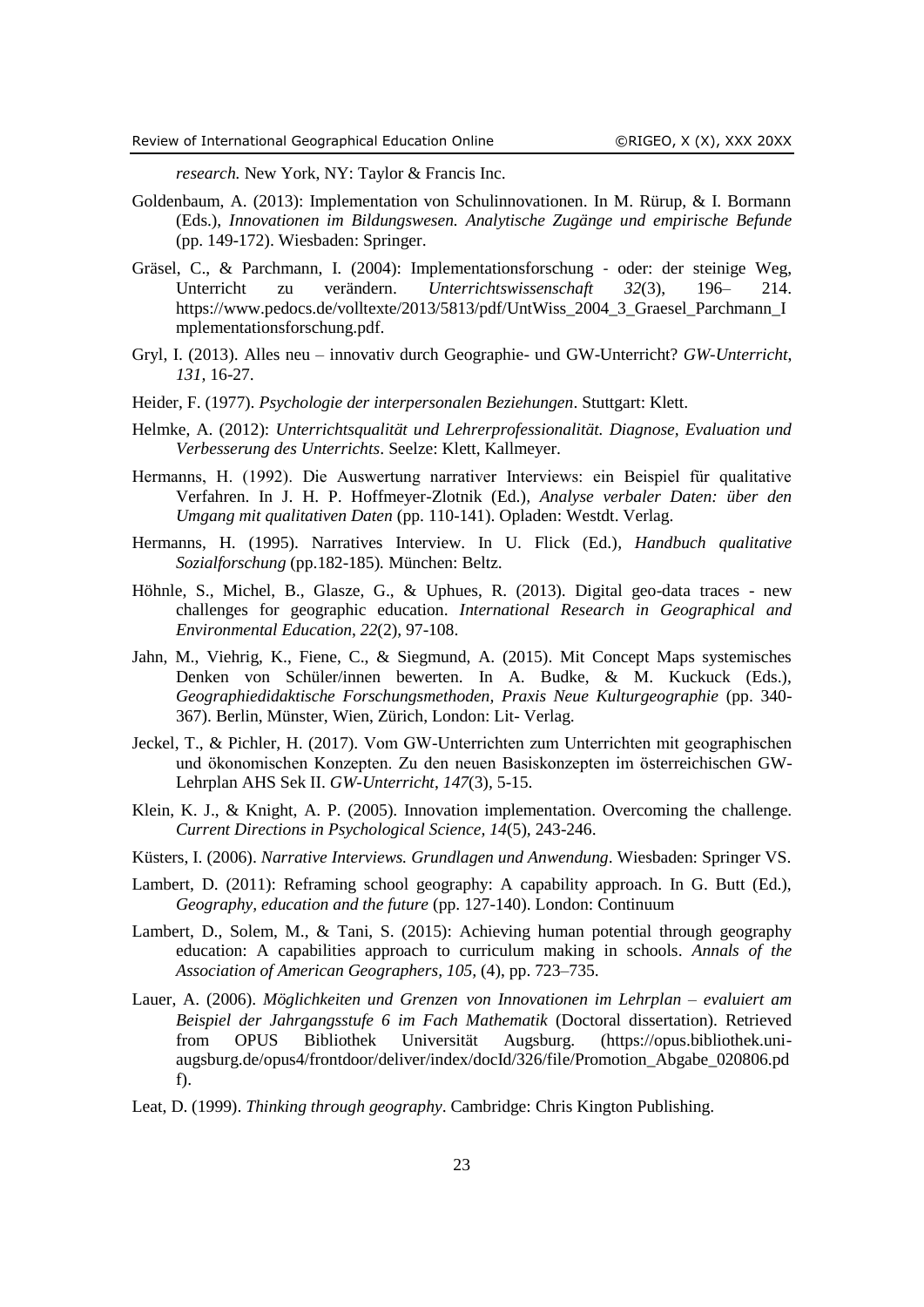*research.* New York, NY: Taylor & Francis Inc.

Goldenbaum, A. (2013): Implementation von Schulinnovationen. In M. Rürup, & I. Bormann (Eds.), *Innovationen im Bildungswesen. Analytische Zugänge und empirische Befunde* (pp. 149-172). Wiesbaden: Springer.

Gräsel, C., & Parchmann, I. (2004): Implementationsforschung - oder: der steinige Weg, Unterricht zu verändern. *Unterrichtswissenschaft 32*(3), 196– 214. https://www.pedocs.de/volltexte/2013/5813/pdf/UntWiss_2004_3_Graesel_Parchmann_Implementationsforschung.pdf.

Gryl, I. (2013). Alles neu – innovativ durch Geographie- und GW-Unterricht? *GW-Unterricht, 131,* 16-27.

Heider, F. (1977). *Psychologie der interpersonalen Beziehungen*. Stuttgart: Klett.

Helmke, A. (2012): *Unterrichtsqualität und Lehrerprofessionalität. Diagnose, Evaluation und Verbesserung des Unterrichts*. Seelze: Klett, Kallmeyer.

Hermanns, H. (1992). Die Auswertung narrativer Interviews: ein Beispiel für qualitative Verfahren. In J. H. P. Hoffmeyer-Zlotnik (Ed.), *Analyse verbaler Daten: über den Umgang mit qualitativen Daten* (pp. 110-141). Opladen: Westdt. Verlag.

Hermanns, H. (1995). Narratives Interview. In U. Flick (Ed.), *Handbuch qualitative Sozialforschung* (pp.182-185)*.* München: Beltz.

Höhnle, S., Michel, B., Glasze, G., & Uphues, R. (2013). Digital geo-data traces - new challenges for geographic education. *International Research in Geographical and Environmental Education, 22*(2), 97-108.

Jahn, M., Viehrig, K., Fiene, C., & Siegmund, A. (2015). Mit Concept Maps systemisches Denken von Schüler/innen bewerten. In A. Budke, & M. Kuckuck (Eds.), *Geographiedidaktische Forschungsmethoden, Praxis Neue Kulturgeographie* (pp. 340-367). Berlin, Münster, Wien, Zürich, London: Lit- Verlag.

Jeckel, T., & Pichler, H. (2017). Vom GW-Unterrichten zum Unterrichten mit geographischen und ökonomischen Konzepten. Zu den neuen Basiskonzepten im österreichischen GW-Lehrplan AHS Sek II. *GW-Unterricht, 147*(3), 5-15.

Klein, K. J., & Knight, A. P. (2005). Innovation implementation. Overcoming the challenge. *Current Directions in Psychological Science, 14*(5), 243-246.

Küsters, I. (2006). *Narrative Interviews. Grundlagen und Anwendung*. Wiesbaden: Springer VS.

Lambert, D. (2011): Reframing school geography: A capability approach. In G. Butt (Ed.), *Geography, education and the future* (pp. 127-140). London: Continuum

Lambert, D., Solem, M., & Tani, S. (2015): Achieving human potential through geography education: A capabilities approach to curriculum making in schools. *Annals of the Association of American Geographers, 105*, (4), pp. 723–735.

Lauer, A. (2006). *Möglichkeiten und Grenzen von Innovationen im Lehrplan – evaluiert am Beispiel der Jahrgangsstufe 6 im Fach Mathematik* (Doctoral dissertation). Retrieved from OPUS Bibliothek Universität Augsburg. (https://opus.bibliothek.uni-augsburg.de/opus4/frontdoor/deliver/index/docId/326/file/Promotion_Abgabe_020806.pdf).

Leat, D. (1999). *Thinking through geography*. Cambridge: Chris Kington Publishing.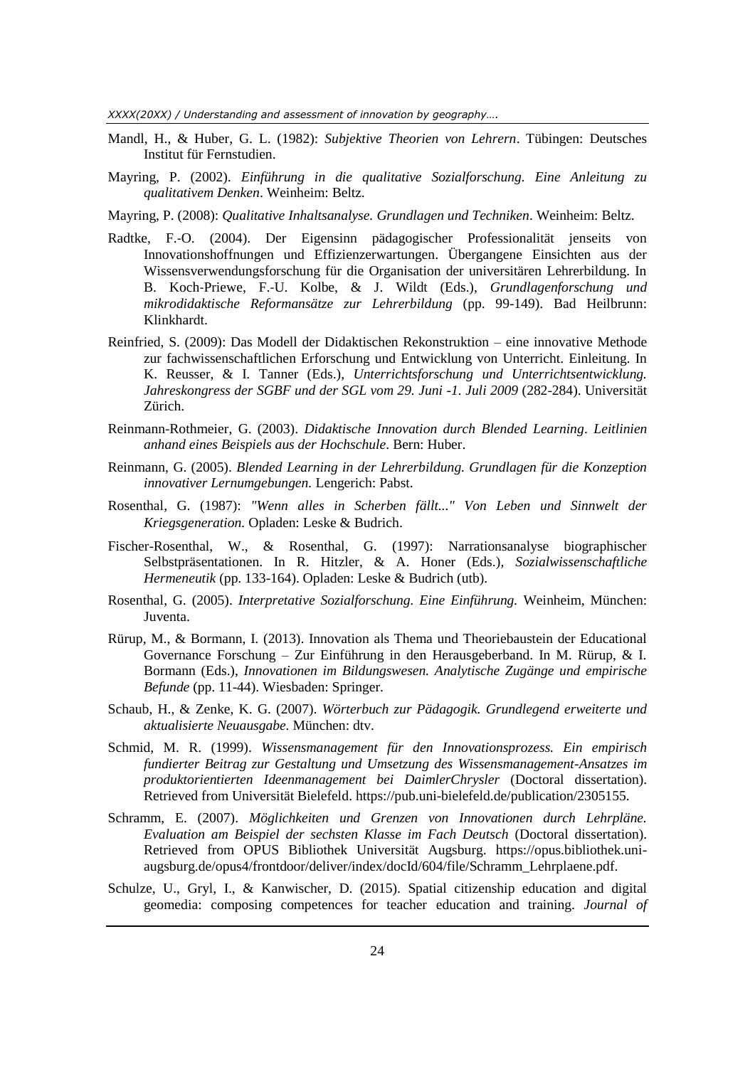Mandl, H., & Huber, G. L. (1982): *Subjektive Theorien von Lehrern*. Tübingen: Deutsches Institut für Fernstudien.

Mayring, P. (2002). *Einführung in die qualitative Sozialforschung. Eine Anleitung zu qualitativem Denken*. Weinheim: Beltz.

Mayring, P. (2008): *Qualitative Inhaltsanalyse. Grundlagen und Techniken*. Weinheim: Beltz.

Radtke, F.-O. (2004). Der Eigensinn pädagogischer Professionalität jenseits von Innovationshoffnungen und Effizienzerwartungen. Übergangene Einsichten aus der Wissensverwendungsforschung für die Organisation der universitären Lehrerbildung. In B. Koch-Priewe, F.-U. Kolbe, & J. Wildt (Eds.), *Grundlagenforschung und mikrodidaktische Reformansätze zur Lehrerbildung* (pp. 99-149). Bad Heilbrunn: Klinkhardt.

Reinfried, S. (2009): Das Modell der Didaktischen Rekonstruktion – eine innovative Methode zur fachwissenschaftlichen Erforschung und Entwicklung von Unterricht. Einleitung. In K. Reusser, & I. Tanner (Eds.), *Unterrichtsforschung und Unterrichtsentwicklung. Jahreskongress der SGBF und der SGL vom 29. Juni -1. Juli 2009* (282-284). Universität Zürich.

Reinmann-Rothmeier, G. (2003). *Didaktische Innovation durch Blended Learning. Leitlinien anhand eines Beispiels aus der Hochschule*. Bern: Huber.

Reinmann, G. (2005). *Blended Learning in der Lehrerbildung. Grundlagen für die Konzeption innovativer Lernumgebungen.* Lengerich: Pabst.

Rosenthal, G. (1987): *"Wenn alles in Scherben fällt..." Von Leben und Sinnwelt der Kriegsgeneration.* Opladen: Leske & Budrich.

Fischer-Rosenthal, W., & Rosenthal, G. (1997): Narrationsanalyse biographischer Selbstpräsentationen. In R. Hitzler, & A. Honer (Eds.), *Sozialwissenschaftliche Hermeneutik* (pp. 133-164). Opladen: Leske & Budrich (utb).

Rosenthal, G. (2005). *Interpretative Sozialforschung. Eine Einführung.* Weinheim, München: Juventa.

Rürup, M., & Bormann, I. (2013). Innovation als Thema und Theoriebaustein der Educational Governance Forschung – Zur Einführung in den Herausgeberband. In M. Rürup, & I. Bormann (Eds.), *Innovationen im Bildungswesen. Analytische Zugänge und empirische Befunde* (pp. 11-44). Wiesbaden: Springer.

Schaub, H., & Zenke, K. G. (2007). *Wörterbuch zur Pädagogik. Grundlegend erweiterte und aktualisierte Neuausgabe.* München: dtv.

Schmid, M. R. (1999). *Wissensmanagement für den Innovationsprozess. Ein empirisch fundierter Beitrag zur Gestaltung und Umsetzung des Wissensmanagement-Ansatzes im produktorientierten Ideenmanagement bei DaimlerChrysler* (Doctoral dissertation). Retrieved from Universität Bielefeld. https://pub.uni-bielefeld.de/publication/2305155.

Schramm, E. (2007). *Möglichkeiten und Grenzen von Innovationen durch Lehrpläne. Evaluation am Beispiel der sechsten Klasse im Fach Deutsch* (Doctoral dissertation). Retrieved from OPUS Bibliothek Universität Augsburg. https://opus.bibliothek.uni-augsburg.de/opus4/frontdoor/deliver/index/docId/604/file/Schramm_Lehrplaene.pdf.

Schulze, U., Gryl, I., & Kanwischer, D. (2015). Spatial citizenship education and digital geomedia: composing competences for teacher education and training. *Journal of*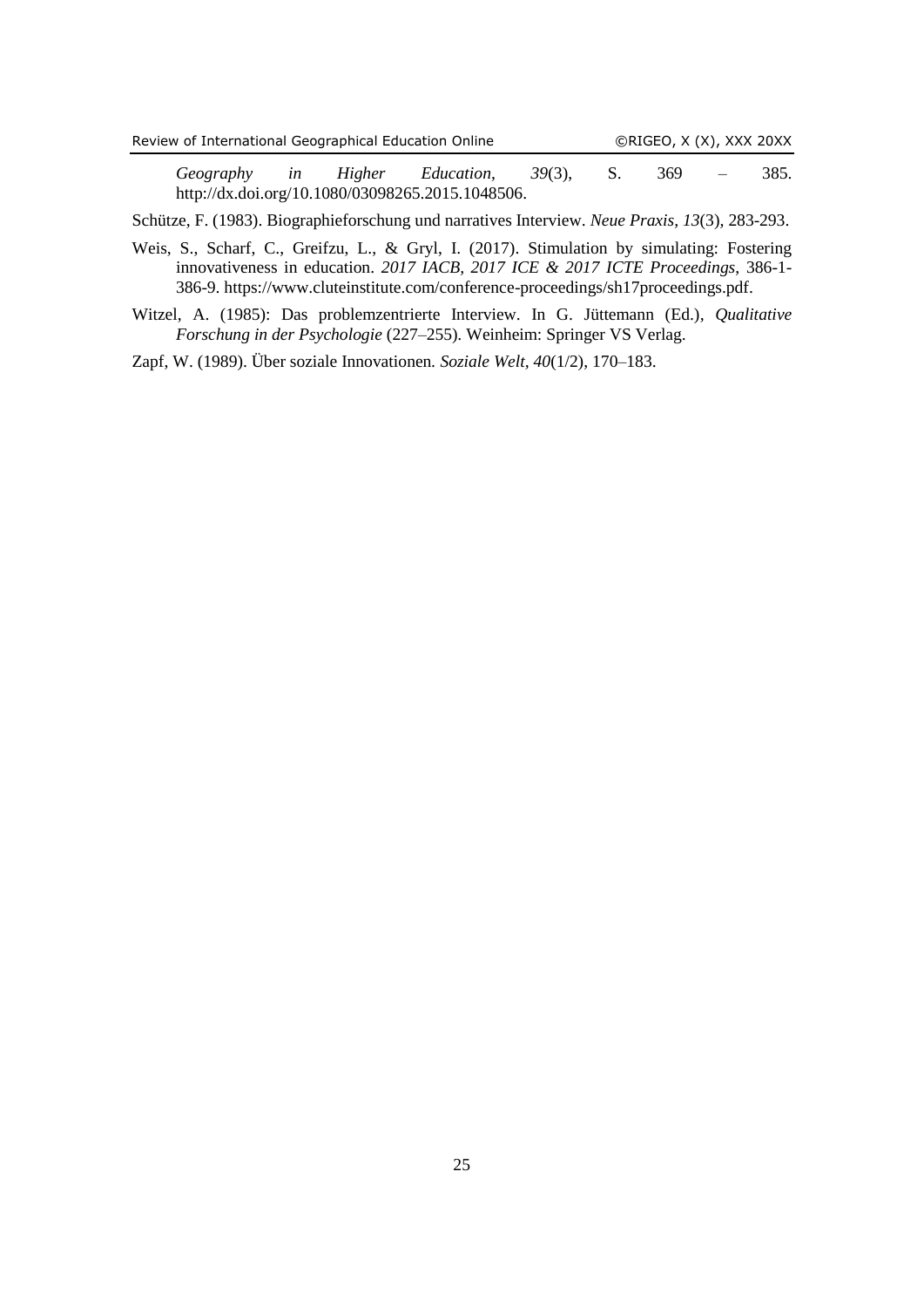*Geography in Higher Education*, *39*(3), S. 369 – 385. http://dx.doi.org/10.1080/03098265.2015.1048506.

Schütze, F. (1983). Biographieforschung und narratives Interview. *Neue Praxis*, *13*(3), 283-293.

Weis, S., Scharf, C., Greifzu, L., & Gryl, I. (2017). Stimulation by simulating: Fostering innovativeness in education. *2017 IACB, 2017 ICE & 2017 ICTE Proceedings*, 386-1-386-9. https://www.cluteinstitute.com/conference-proceedings/sh17proceedings.pdf.

Witzel, A. (1985): Das problemzentrierte Interview. In G. Jüttemann (Ed.), *Qualitative Forschung in der Psychologie* (227–255). Weinheim: Springer VS Verlag.

Zapf, W. (1989). Über soziale Innovationen. *Soziale Welt*, *40*(1/2), 170–183.